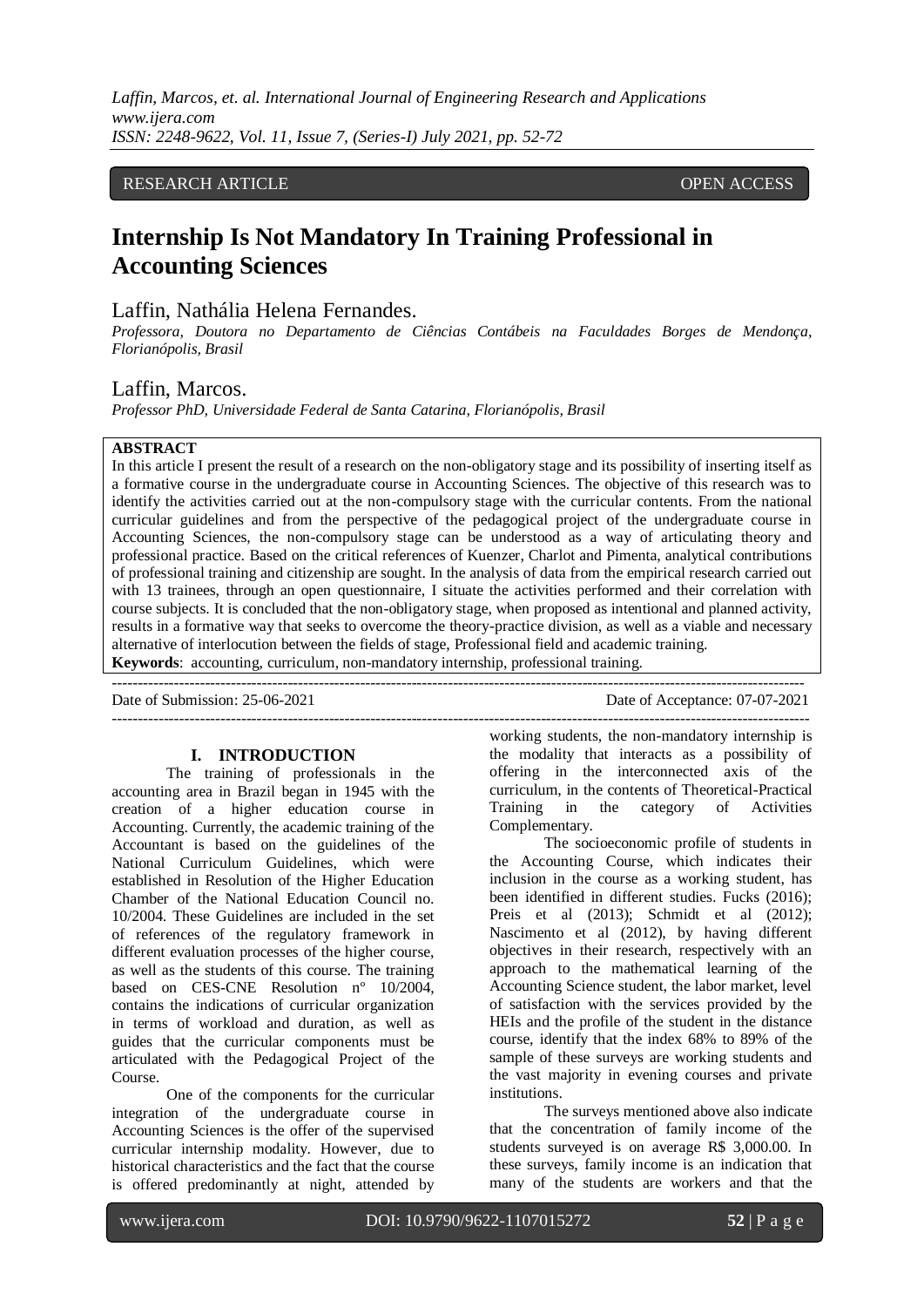RESEARCH ARTICLE OPEN ACCESS

# Internship Is Not Mandatory In Training Professional in Accounting Sciences

Laffin, Nathália Helena Fernandes.

*Professora, Doutora no Departamento de Ciências Contábeis na Faculdades Borges de Mendonça, Florianópolis, Brasil*

Laffin, Marcos.

*Professor PhD, Universidade Federal de Santa Catarina, Florianópolis, Brasil*

**ABSTRACT**

In this article I present the result of a research on the non-obligatory stage and its possibility of inserting itself as a formative course in the undergraduate course in Accounting Sciences. The objective of this research was to identify the activities carried out at the non-compulsory stage with the curricular contents. From the national curricular guidelines and from the perspective of the pedagogical project of the undergraduate course in Accounting Sciences, the non-compulsory stage can be understood as a way of articulating theory and professional practice. Based on the critical references of Kuenzer, Charlot and Pimenta, analytical contributions of professional training and citizenship are sought. In the analysis of data from the empirical research carried out with 13 trainees, through an open questionnaire, I situate the activities performed and their correlation with course subjects. It is concluded that the non-obligatory stage, when proposed as intentional and planned activity, results in a formative way that seeks to overcome the theory-practice division, as well as a viable and necessary alternative of interlocution between the fields of stage, Professional field and academic training.

**Keywords**: accounting, curriculum, non-mandatory internship, professional training.

Date of Submission: 25-06-2021 Date of Acceptance: 07-07-2021

## I. INTRODUCTION

The training of professionals in the accounting area in Brazil began in 1945 with the creation of a higher education course in Accounting. Currently, the academic training of the Accountant is based on the guidelines of the National Curriculum Guidelines, which were established in Resolution of the Higher Education Chamber of the National Education Council no. 10/2004. These Guidelines are included in the set of references of the regulatory framework in different evaluation processes of the higher course, as well as the students of this course. The training based on CES-CNE Resolution nº 10/2004, contains the indications of curricular organization in terms of workload and duration, as well as guides that the curricular components must be articulated with the Pedagogical Project of the Course.

One of the components for the curricular integration of the undergraduate course in Accounting Sciences is the offer of the supervised curricular internship modality. However, due to historical characteristics and the fact that the course is offered predominantly at night, attended by working students, the non-mandatory internship is the modality that interacts as a possibility of offering in the interconnected axis of the curriculum, in the contents of Theoretical-Practical Training in the category of Activities Complementary.

The socioeconomic profile of students in the Accounting Course, which indicates their inclusion in the course as a working student, has been identified in different studies. Fucks (2016); Preis et al (2013); Schmidt et al (2012); Nascimento et al (2012), by having different objectives in their research, respectively with an approach to the mathematical learning of the Accounting Science student, the labor market, level of satisfaction with the services provided by the HEIs and the profile of the student in the distance course, identify that the index 68% to 89% of the sample of these surveys are working students and the vast majority in evening courses and private institutions.

The surveys mentioned above also indicate that the concentration of family income of the students surveyed is on average R$ 3,000.00. In these surveys, family income is an indication that many of the students are workers and that the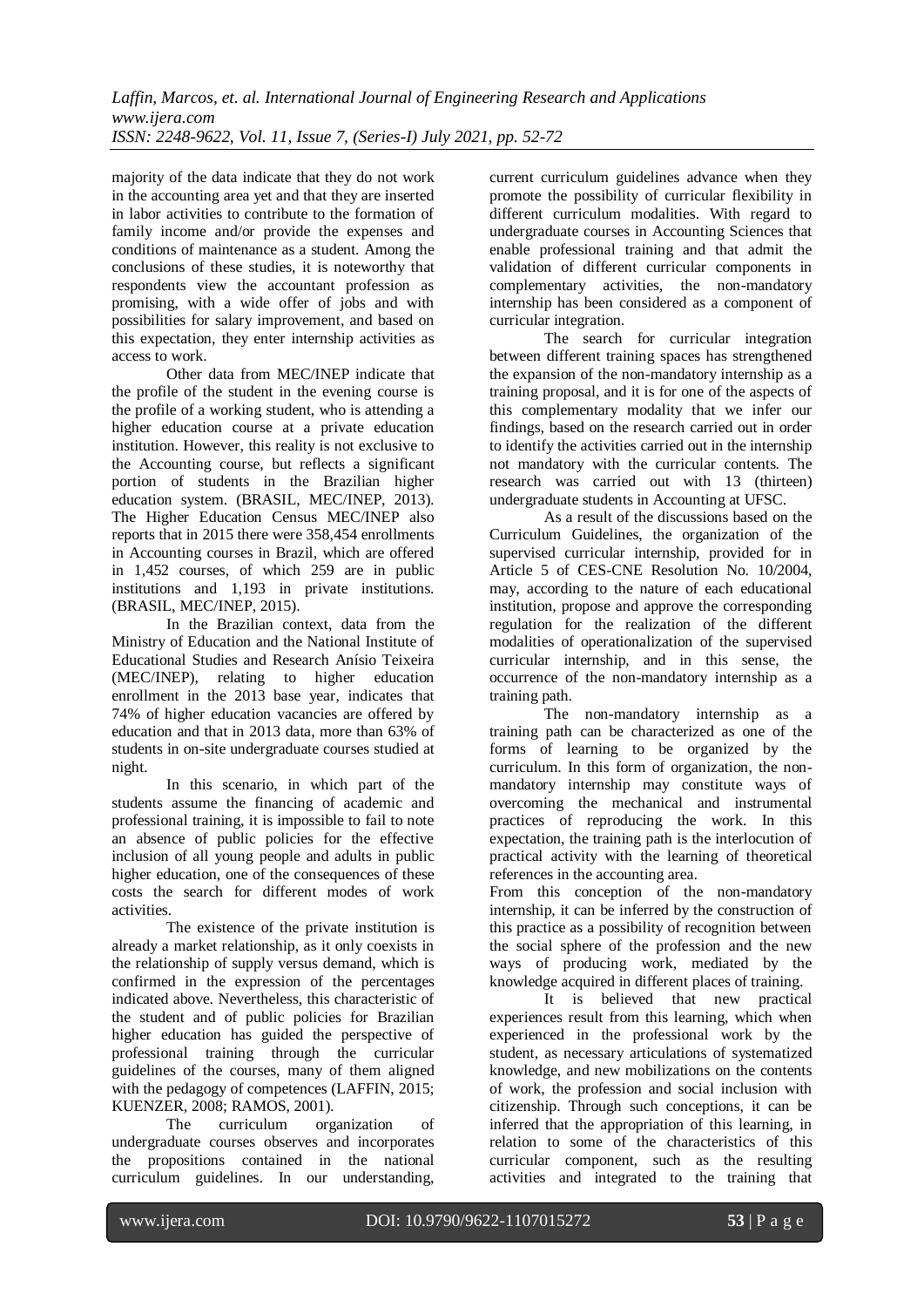majority of the data indicate that they do not work in the accounting area yet and that they are inserted in labor activities to contribute to the formation of family income and/or provide the expenses and conditions of maintenance as a student. Among the conclusions of these studies, it is noteworthy that respondents view the accountant profession as promising, with a wide offer of jobs and with possibilities for salary improvement, and based on this expectation, they enter internship activities as access to work.

Other data from MEC/INEP indicate that the profile of the student in the evening course is the profile of a working student, who is attending a higher education course at a private education institution. However, this reality is not exclusive to the Accounting course, but reflects a significant portion of students in the Brazilian higher education system. (BRASIL, MEC/INEP, 2013). The Higher Education Census MEC/INEP also reports that in 2015 there were 358,454 enrollments in Accounting courses in Brazil, which are offered in 1,452 courses, of which 259 are in public institutions and 1,193 in private institutions. (BRASIL, MEC/INEP, 2015).

In the Brazilian context, data from the Ministry of Education and the National Institute of Educational Studies and Research Anísio Teixeira (MEC/INEP), relating to higher education enrollment in the 2013 base year, indicates that 74% of higher education vacancies are offered by education and that in 2013 data, more than 63% of students in on-site undergraduate courses studied at night.

In this scenario, in which part of the students assume the financing of academic and professional training, it is impossible to fail to note an absence of public policies for the effective inclusion of all young people and adults in public higher education, one of the consequences of these costs the search for different modes of work activities.

The existence of the private institution is already a market relationship, as it only coexists in the relationship of supply versus demand, which is confirmed in the expression of the percentages indicated above. Nevertheless, this characteristic of the student and of public policies for Brazilian higher education has guided the perspective of professional training through the curricular guidelines of the courses, many of them aligned with the pedagogy of competences (LAFFIN, 2015; KUENZER, 2008; RAMOS, 2001).

The curriculum organization of undergraduate courses observes and incorporates the propositions contained in the national curriculum guidelines. In our understanding, current curriculum guidelines advance when they promote the possibility of curricular flexibility in different curriculum modalities. With regard to undergraduate courses in Accounting Sciences that enable professional training and that admit the validation of different curricular components in complementary activities, the non-mandatory internship has been considered as a component of curricular integration.

The search for curricular integration between different training spaces has strengthened the expansion of the non-mandatory internship as a training proposal, and it is for one of the aspects of this complementary modality that we infer our findings, based on the research carried out in order to identify the activities carried out in the internship not mandatory with the curricular contents. The research was carried out with 13 (thirteen) undergraduate students in Accounting at UFSC.

As a result of the discussions based on the Curriculum Guidelines, the organization of the supervised curricular internship, provided for in Article 5 of CES-CNE Resolution No. 10/2004, may, according to the nature of each educational institution, propose and approve the corresponding regulation for the realization of the different modalities of operationalization of the supervised curricular internship, and in this sense, the occurrence of the non-mandatory internship as a training path.

The non-mandatory internship as a training path can be characterized as one of the forms of learning to be organized by the curriculum. In this form of organization, the non-mandatory internship may constitute ways of overcoming the mechanical and instrumental practices of reproducing the work. In this expectation, the training path is the interlocution of practical activity with the learning of theoretical references in the accounting area.

From this conception of the non-mandatory internship, it can be inferred by the construction of this practice as a possibility of recognition between the social sphere of the profession and the new ways of producing work, mediated by the knowledge acquired in different places of training.

It is believed that new practical experiences result from this learning, which when experienced in the professional work by the student, as necessary articulations of systematized knowledge, and new mobilizations on the contents of work, the profession and social inclusion with citizenship. Through such conceptions, it can be inferred that the appropriation of this learning, in relation to some of the characteristics of this curricular component, such as the resulting activities and integrated to the training that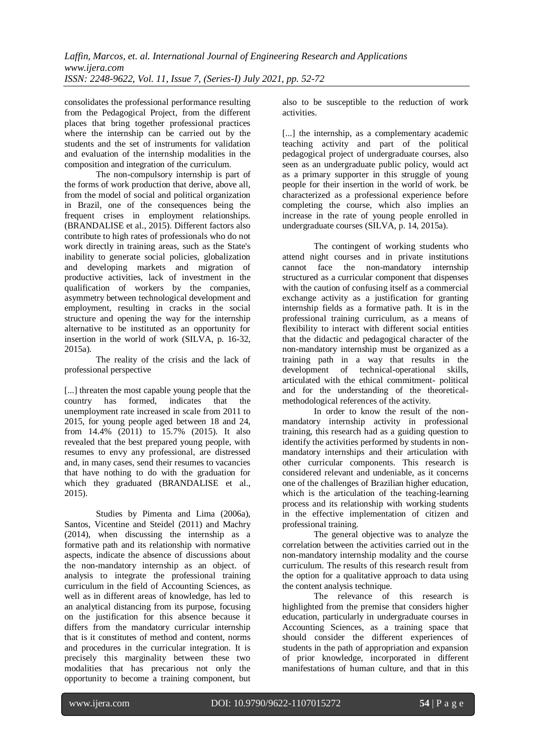consolidates the professional performance resulting from the Pedagogical Project, from the different places that bring together professional practices where the internship can be carried out by the students and the set of instruments for validation and evaluation of the internship modalities in the composition and integration of the curriculum.

The non-compulsory internship is part of the forms of work production that derive, above all, from the model of social and political organization in Brazil, one of the consequences being the frequent crises in employment relationships. (BRANDALISE et al., 2015). Different factors also contribute to high rates of professionals who do not work directly in training areas, such as the State's inability to generate social policies, globalization and developing markets and migration of productive activities, lack of investment in the qualification of workers by the companies, asymmetry between technological development and employment, resulting in cracks in the social structure and opening the way for the internship alternative to be instituted as an opportunity for insertion in the world of work (SILVA, p. 16-32, 2015a).

The reality of the crisis and the lack of professional perspective

> [...] threaten the most capable young people that the country has formed, indicates that the unemployment rate increased in scale from 2011 to 2015, for young people aged between 18 and 24, from 14.4% (2011) to 15.7% (2015). It also revealed that the best prepared young people, with resumes to envy any professional, are distressed and, in many cases, send their resumes to vacancies that have nothing to do with the graduation for which they graduated (BRANDALISE et al., 2015).

Studies by Pimenta and Lima (2006a), Santos, Vicentine and Steidel (2011) and Machry (2014), when discussing the internship as a formative path and its relationship with normative aspects, indicate the absence of discussions about the non-mandatory internship as an object. of analysis to integrate the professional training curriculum in the field of Accounting Sciences, as well as in different areas of knowledge, has led to an analytical distancing from its purpose, focusing on the justification for this absence because it differs from the mandatory curricular internship that is it constitutes of method and content, norms and procedures in the curricular integration. It is precisely this marginality between these two modalities that has precarious not only the opportunity to become a training component, but also to be susceptible to the reduction of work activities.

> [...] the internship, as a complementary academic teaching activity and part of the political pedagogical project of undergraduate courses, also seen as an undergraduate public policy, would act as a primary supporter in this struggle of young people for their insertion in the world of work. be characterized as a professional experience before completing the course, which also implies an increase in the rate of young people enrolled in undergraduate courses (SILVA, p. 14, 2015a).

The contingent of working students who attend night courses and in private institutions cannot face the non-mandatory internship structured as a curricular component that dispenses with the caution of confusing itself as a commercial exchange activity as a justification for granting internship fields as a formative path. It is in the professional training curriculum, as a means of flexibility to interact with different social entities that the didactic and pedagogical character of the non-mandatory internship must be organized as a training path in a way that results in the development of technical-operational skills, articulated with the ethical commitment- political and for the understanding of the theoretical-methodological references of the activity.

In order to know the result of the non-mandatory internship activity in professional training, this research had as a guiding question to identify the activities performed by students in non-mandatory internships and their articulation with other curricular components. This research is considered relevant and undeniable, as it concerns one of the challenges of Brazilian higher education, which is the articulation of the teaching-learning process and its relationship with working students in the effective implementation of citizen and professional training.

The general objective was to analyze the correlation between the activities carried out in the non-mandatory internship modality and the course curriculum. The results of this research result from the option for a qualitative approach to data using the content analysis technique.

The relevance of this research is highlighted from the premise that considers higher education, particularly in undergraduate courses in Accounting Sciences, as a training space that should consider the different experiences of students in the path of appropriation and expansion of prior knowledge, incorporated in different manifestations of human culture, and that in this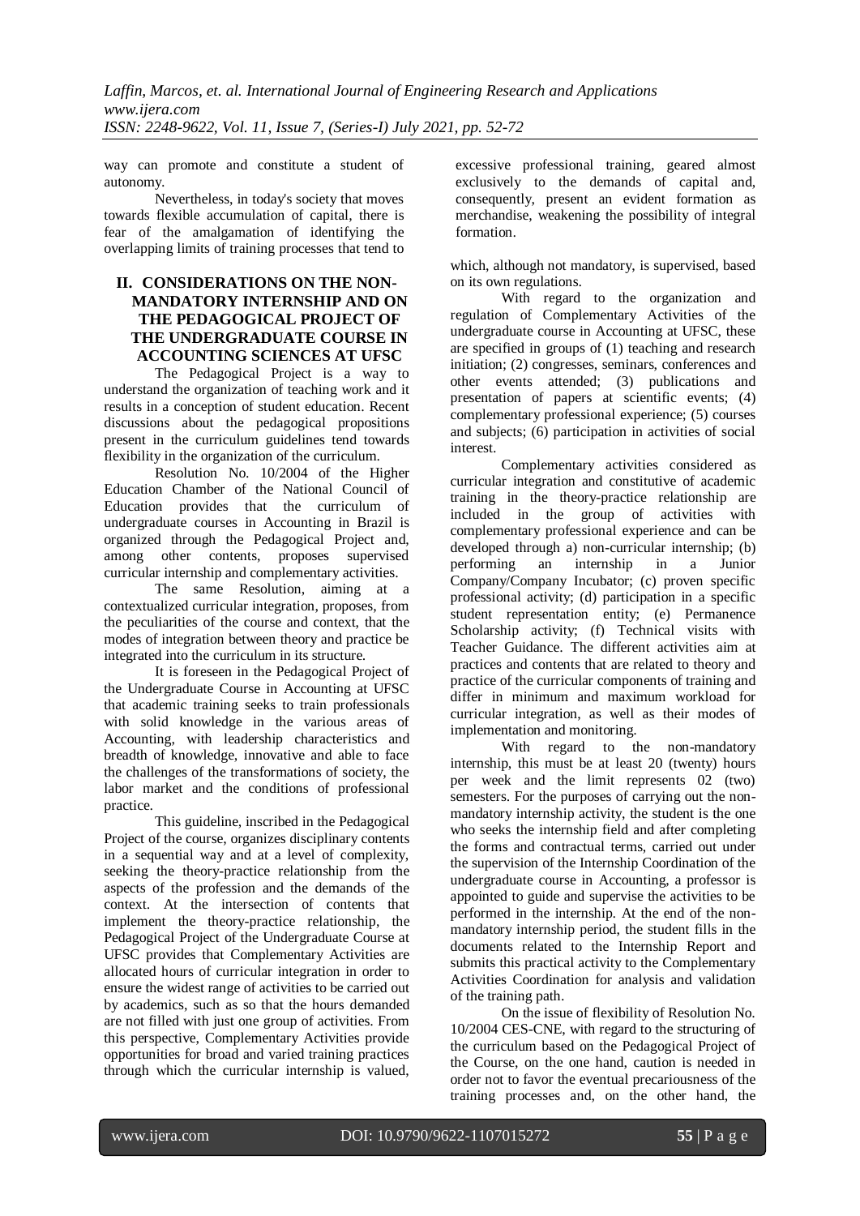way can promote and constitute a student of autonomy.

Nevertheless, in today's society that moves towards flexible accumulation of capital, there is fear of the amalgamation of identifying the overlapping limits of training processes that tend to excessive professional training, geared almost exclusively to the demands of capital and, consequently, present an evident formation as merchandise, weakening the possibility of integral formation.

## II. CONSIDERATIONS ON THE NON-MANDATORY INTERNSHIP AND ON THE PEDAGOGICAL PROJECT OF THE UNDERGRADUATE COURSE IN ACCOUNTING SCIENCES AT UFSC

The Pedagogical Project is a way to understand the organization of teaching work and it results in a conception of student education. Recent discussions about the pedagogical propositions present in the curriculum guidelines tend towards flexibility in the organization of the curriculum.

Resolution No. 10/2004 of the Higher Education Chamber of the National Council of Education provides that the curriculum of undergraduate courses in Accounting in Brazil is organized through the Pedagogical Project and, among other contents, proposes supervised curricular internship and complementary activities.

The same Resolution, aiming at a contextualized curricular integration, proposes, from the peculiarities of the course and context, that the modes of integration between theory and practice be integrated into the curriculum in its structure.

It is foreseen in the Pedagogical Project of the Undergraduate Course in Accounting at UFSC that academic training seeks to train professionals with solid knowledge in the various areas of Accounting, with leadership characteristics and breadth of knowledge, innovative and able to face the challenges of the transformations of society, the labor market and the conditions of professional practice.

This guideline, inscribed in the Pedagogical Project of the course, organizes disciplinary contents in a sequential way and at a level of complexity, seeking the theory-practice relationship from the aspects of the profession and the demands of the context. At the intersection of contents that implement the theory-practice relationship, the Pedagogical Project of the Undergraduate Course at UFSC provides that Complementary Activities are allocated hours of curricular integration in order to ensure the widest range of activities to be carried out by academics, such as so that the hours demanded are not filled with just one group of activities. From this perspective, Complementary Activities provide opportunities for broad and varied training practices through which the curricular internship is valued, which, although not mandatory, is supervised, based on its own regulations.

With regard to the organization and regulation of Complementary Activities of the undergraduate course in Accounting at UFSC, these are specified in groups of (1) teaching and research initiation; (2) congresses, seminars, conferences and other events attended; (3) publications and presentation of papers at scientific events; (4) complementary professional experience; (5) courses and subjects; (6) participation in activities of social interest.

Complementary activities considered as curricular integration and constitutive of academic training in the theory-practice relationship are included in the group of activities with complementary professional experience and can be developed through a) non-curricular internship; (b) performing an internship in a Junior Company/Company Incubator; (c) proven specific professional activity; (d) participation in a specific student representation entity; (e) Permanence Scholarship activity; (f) Technical visits with Teacher Guidance. The different activities aim at practices and contents that are related to theory and practice of the curricular components of training and differ in minimum and maximum workload for curricular integration, as well as their modes of implementation and monitoring.

With regard to the non-mandatory internship, this must be at least 20 (twenty) hours per week and the limit represents 02 (two) semesters. For the purposes of carrying out the non-mandatory internship activity, the student is the one who seeks the internship field and after completing the forms and contractual terms, carried out under the supervision of the Internship Coordination of the undergraduate course in Accounting, a professor is appointed to guide and supervise the activities to be performed in the internship. At the end of the non-mandatory internship period, the student fills in the documents related to the Internship Report and submits this practical activity to the Complementary Activities Coordination for analysis and validation of the training path.

On the issue of flexibility of Resolution No. 10/2004 CES-CNE, with regard to the structuring of the curriculum based on the Pedagogical Project of the Course, on the one hand, caution is needed in order not to favor the eventual precariousness of the training processes and, on the other hand, the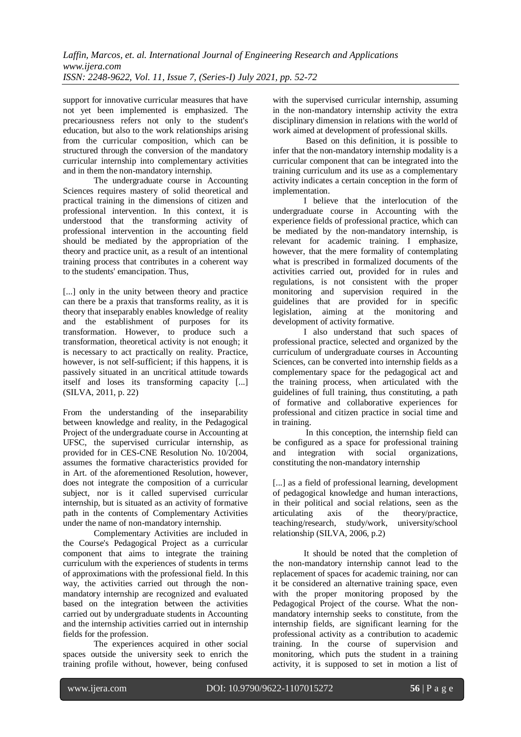support for innovative curricular measures that have not yet been implemented is emphasized. The precariousness refers not only to the student's education, but also to the work relationships arising from the curricular composition, which can be structured through the conversion of the mandatory curricular internship into complementary activities and in them the non-mandatory internship.

The undergraduate course in Accounting Sciences requires mastery of solid theoretical and practical training in the dimensions of citizen and professional intervention. In this context, it is understood that the transforming activity of professional intervention in the accounting field should be mediated by the appropriation of the theory and practice unit, as a result of an intentional training process that contributes in a coherent way to the students' emancipation. Thus,

> [...] only in the unity between theory and practice can there be a praxis that transforms reality, as it is theory that inseparably enables knowledge of reality and the establishment of purposes for its transformation. However, to produce such a transformation, theoretical activity is not enough; it is necessary to act practically on reality. Practice, however, is not self-sufficient; if this happens, it is passively situated in an uncritical attitude towards itself and loses its transforming capacity [...] (SILVA, 2011, p. 22)

From the understanding of the inseparability between knowledge and reality, in the Pedagogical Project of the undergraduate course in Accounting at UFSC, the supervised curricular internship, as provided for in CES-CNE Resolution No. 10/2004, assumes the formative characteristics provided for in Art. of the aforementioned Resolution, however, does not integrate the composition of a curricular subject, nor is it called supervised curricular internship, but is situated as an activity of formative path in the contents of Complementary Activities under the name of non-mandatory internship.

Complementary Activities are included in the Course's Pedagogical Project as a curricular component that aims to integrate the training curriculum with the experiences of students in terms of approximations with the professional field. In this way, the activities carried out through the non-mandatory internship are recognized and evaluated based on the integration between the activities carried out by undergraduate students in Accounting and the internship activities carried out in internship fields for the profession.

The experiences acquired in other social spaces outside the university seek to enrich the training profile without, however, being confused with the supervised curricular internship, assuming in the non-mandatory internship activity the extra disciplinary dimension in relations with the world of work aimed at development of professional skills.

Based on this definition, it is possible to infer that the non-mandatory internship modality is a curricular component that can be integrated into the training curriculum and its use as a complementary activity indicates a certain conception in the form of implementation.

I believe that the interlocution of the undergraduate course in Accounting with the experience fields of professional practice, which can be mediated by the non-mandatory internship, is relevant for academic training. I emphasize, however, that the mere formality of contemplating what is prescribed in formalized documents of the activities carried out, provided for in rules and regulations, is not consistent with the proper monitoring and supervision required in the guidelines that are provided for in specific legislation, aiming at the monitoring and development of activity formative.

I also understand that such spaces of professional practice, selected and organized by the curriculum of undergraduate courses in Accounting Sciences, can be converted into internship fields as a complementary space for the pedagogical act and the training process, when articulated with the guidelines of full training, thus constituting, a path of formative and collaborative experiences for professional and citizen practice in social time and in training.

In this conception, the internship field can be configured as a space for professional training and integration with social organizations, constituting the non-mandatory internship

> [...] as a field of professional learning, development of pedagogical knowledge and human interactions, in their political and social relations, seen as the articulating axis of the theory/practice, teaching/research, study/work, university/school relationship (SILVA, 2006, p.2)

It should be noted that the completion of the non-mandatory internship cannot lead to the replacement of spaces for academic training, nor can it be considered an alternative training space, even with the proper monitoring proposed by the Pedagogical Project of the course. What the non-mandatory internship seeks to constitute, from the internship fields, are significant learning for the professional activity as a contribution to academic training. In the course of supervision and monitoring, which puts the student in a training activity, it is supposed to set in motion a list of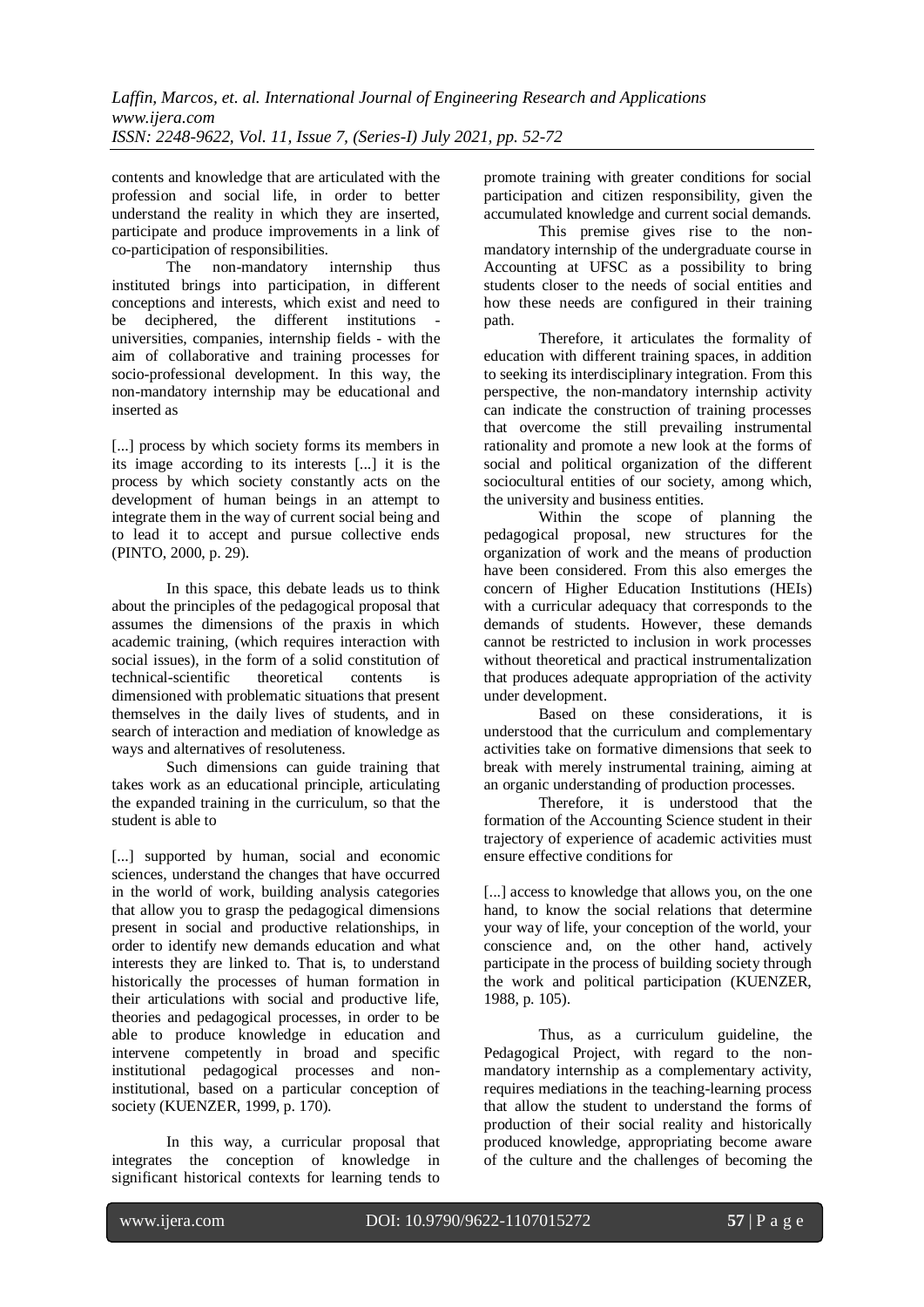contents and knowledge that are articulated with the profession and social life, in order to better understand the reality in which they are inserted, participate and produce improvements in a link of co-participation of responsibilities.

The non-mandatory internship thus instituted brings into participation, in different conceptions and interests, which exist and need to be deciphered, the different institutions - universities, companies, internship fields - with the aim of collaborative and training processes for socio-professional development. In this way, the non-mandatory internship may be educational and inserted as

> [...] process by which society forms its members in its image according to its interests [...] it is the process by which society constantly acts on the development of human beings in an attempt to integrate them in the way of current social being and to lead it to accept and pursue collective ends (PINTO, 2000, p. 29).

In this space, this debate leads us to think about the principles of the pedagogical proposal that assumes the dimensions of the praxis in which academic training, (which requires interaction with social issues), in the form of a solid constitution of technical-scientific theoretical contents is dimensioned with problematic situations that present themselves in the daily lives of students, and in search of interaction and mediation of knowledge as ways and alternatives of resoluteness.

Such dimensions can guide training that takes work as an educational principle, articulating the expanded training in the curriculum, so that the student is able to

> [...] supported by human, social and economic sciences, understand the changes that have occurred in the world of work, building analysis categories that allow you to grasp the pedagogical dimensions present in social and productive relationships, in order to identify new demands education and what interests they are linked to. That is, to understand historically the processes of human formation in their articulations with social and productive life, theories and pedagogical processes, in order to be able to produce knowledge in education and intervene competently in broad and specific institutional pedagogical processes and non-institutional, based on a particular conception of society (KUENZER, 1999, p. 170).

In this way, a curricular proposal that integrates the conception of knowledge in significant historical contexts for learning tends to promote training with greater conditions for social participation and citizen responsibility, given the accumulated knowledge and current social demands.

This premise gives rise to the non-mandatory internship of the undergraduate course in Accounting at UFSC as a possibility to bring students closer to the needs of social entities and how these needs are configured in their training path.

Therefore, it articulates the formality of education with different training spaces, in addition to seeking its interdisciplinary integration. From this perspective, the non-mandatory internship activity can indicate the construction of training processes that overcome the still prevailing instrumental rationality and promote a new look at the forms of social and political organization of the different sociocultural entities of our society, among which, the university and business entities.

Within the scope of planning the pedagogical proposal, new structures for the organization of work and the means of production have been considered. From this also emerges the concern of Higher Education Institutions (HEIs) with a curricular adequacy that corresponds to the demands of students. However, these demands cannot be restricted to inclusion in work processes without theoretical and practical instrumentalization that produces adequate appropriation of the activity under development.

Based on these considerations, it is understood that the curriculum and complementary activities take on formative dimensions that seek to break with merely instrumental training, aiming at an organic understanding of production processes.

Therefore, it is understood that the formation of the Accounting Science student in their trajectory of experience of academic activities must ensure effective conditions for

> [...] access to knowledge that allows you, on the one hand, to know the social relations that determine your way of life, your conception of the world, your conscience and, on the other hand, actively participate in the process of building society through the work and political participation (KUENZER, 1988, p. 105).

Thus, as a curriculum guideline, the Pedagogical Project, with regard to the non-mandatory internship as a complementary activity, requires mediations in the teaching-learning process that allow the student to understand the forms of production of their social reality and historically produced knowledge, appropriating become aware of the culture and the challenges of becoming the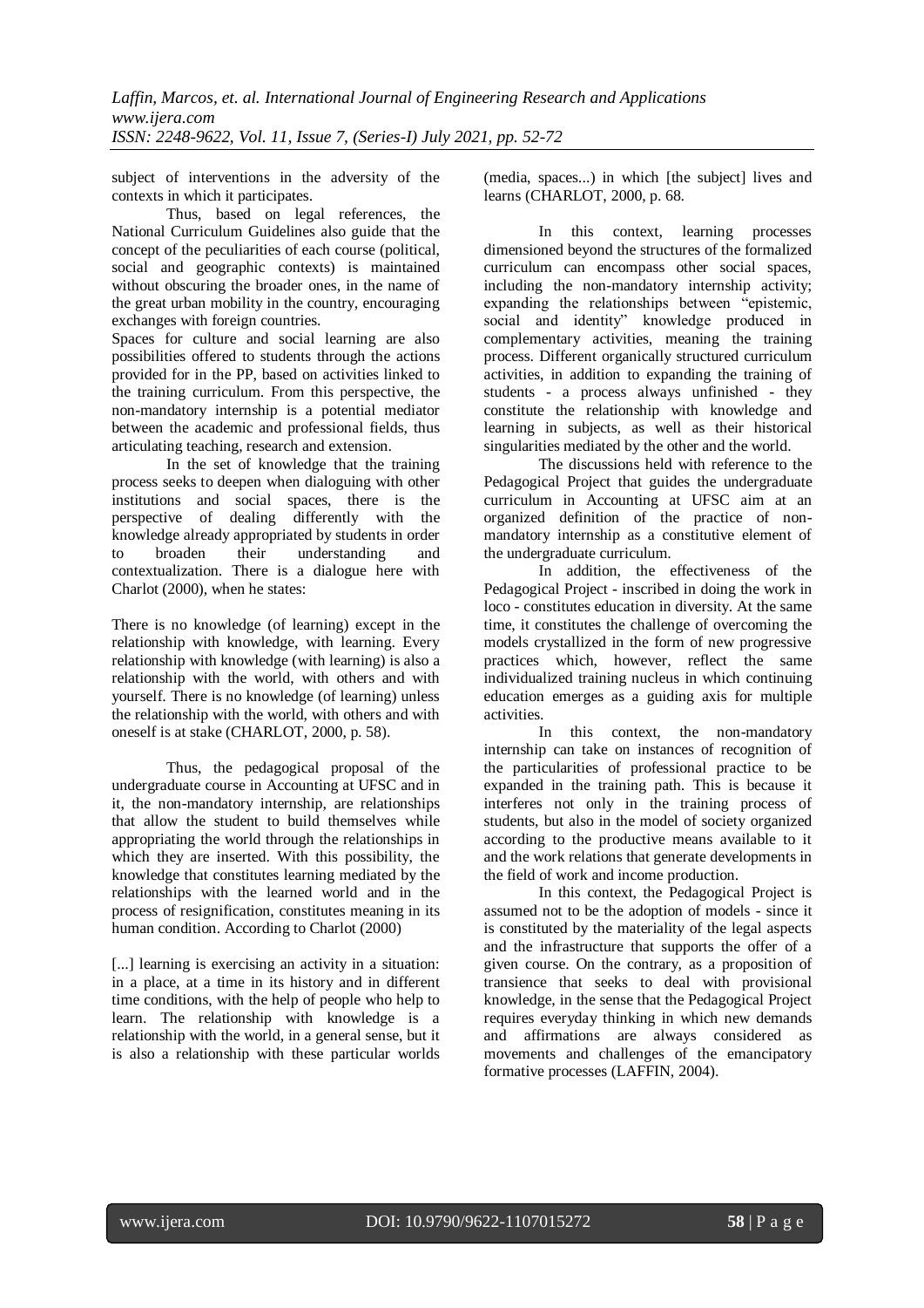subject of interventions in the adversity of the contexts in which it participates.

Thus, based on legal references, the National Curriculum Guidelines also guide that the concept of the peculiarities of each course (political, social and geographic contexts) is maintained without obscuring the broader ones, in the name of the great urban mobility in the country, encouraging exchanges with foreign countries.

Spaces for culture and social learning are also possibilities offered to students through the actions provided for in the PP, based on activities linked to the training curriculum. From this perspective, the non-mandatory internship is a potential mediator between the academic and professional fields, thus articulating teaching, research and extension.

In the set of knowledge that the training process seeks to deepen when dialoguing with other institutions and social spaces, there is the perspective of dealing differently with the knowledge already appropriated by students in order to broaden their understanding and contextualization. There is a dialogue here with Charlot (2000), when he states:

There is no knowledge (of learning) except in the relationship with knowledge, with learning. Every relationship with knowledge (with learning) is also a relationship with the world, with others and with yourself. There is no knowledge (of learning) unless the relationship with the world, with others and with oneself is at stake (CHARLOT, 2000, p. 58).

Thus, the pedagogical proposal of the undergraduate course in Accounting at UFSC and in it, the non-mandatory internship, are relationships that allow the student to build themselves while appropriating the world through the relationships in which they are inserted. With this possibility, the knowledge that constitutes learning mediated by the relationships with the learned world and in the process of resignification, constitutes meaning in its human condition. According to Charlot (2000)

[...] learning is exercising an activity in a situation: in a place, at a time in its history and in different time conditions, with the help of people who help to learn. The relationship with knowledge is a relationship with the world, in a general sense, but it is also a relationship with these particular worlds (media, spaces...) in which [the subject] lives and learns (CHARLOT, 2000, p. 68.

In this context, learning processes dimensioned beyond the structures of the formalized curriculum can encompass other social spaces, including the non-mandatory internship activity; expanding the relationships between "epistemic, social and identity" knowledge produced in complementary activities, meaning the training process. Different organically structured curriculum activities, in addition to expanding the training of students - a process always unfinished - they constitute the relationship with knowledge and learning in subjects, as well as their historical singularities mediated by the other and the world.

The discussions held with reference to the Pedagogical Project that guides the undergraduate curriculum in Accounting at UFSC aim at an organized definition of the practice of non-mandatory internship as a constitutive element of the undergraduate curriculum.

In addition, the effectiveness of the Pedagogical Project - inscribed in doing the work in loco - constitutes education in diversity. At the same time, it constitutes the challenge of overcoming the models crystallized in the form of new progressive practices which, however, reflect the same individualized training nucleus in which continuing education emerges as a guiding axis for multiple activities.

In this context, the non-mandatory internship can take on instances of recognition of the particularities of professional practice to be expanded in the training path. This is because it interferes not only in the training process of students, but also in the model of society organized according to the productive means available to it and the work relations that generate developments in the field of work and income production.

In this context, the Pedagogical Project is assumed not to be the adoption of models - since it is constituted by the materiality of the legal aspects and the infrastructure that supports the offer of a given course. On the contrary, as a proposition of transience that seeks to deal with provisional knowledge, in the sense that the Pedagogical Project requires everyday thinking in which new demands and affirmations are always considered as movements and challenges of the emancipatory formative processes (LAFFIN, 2004).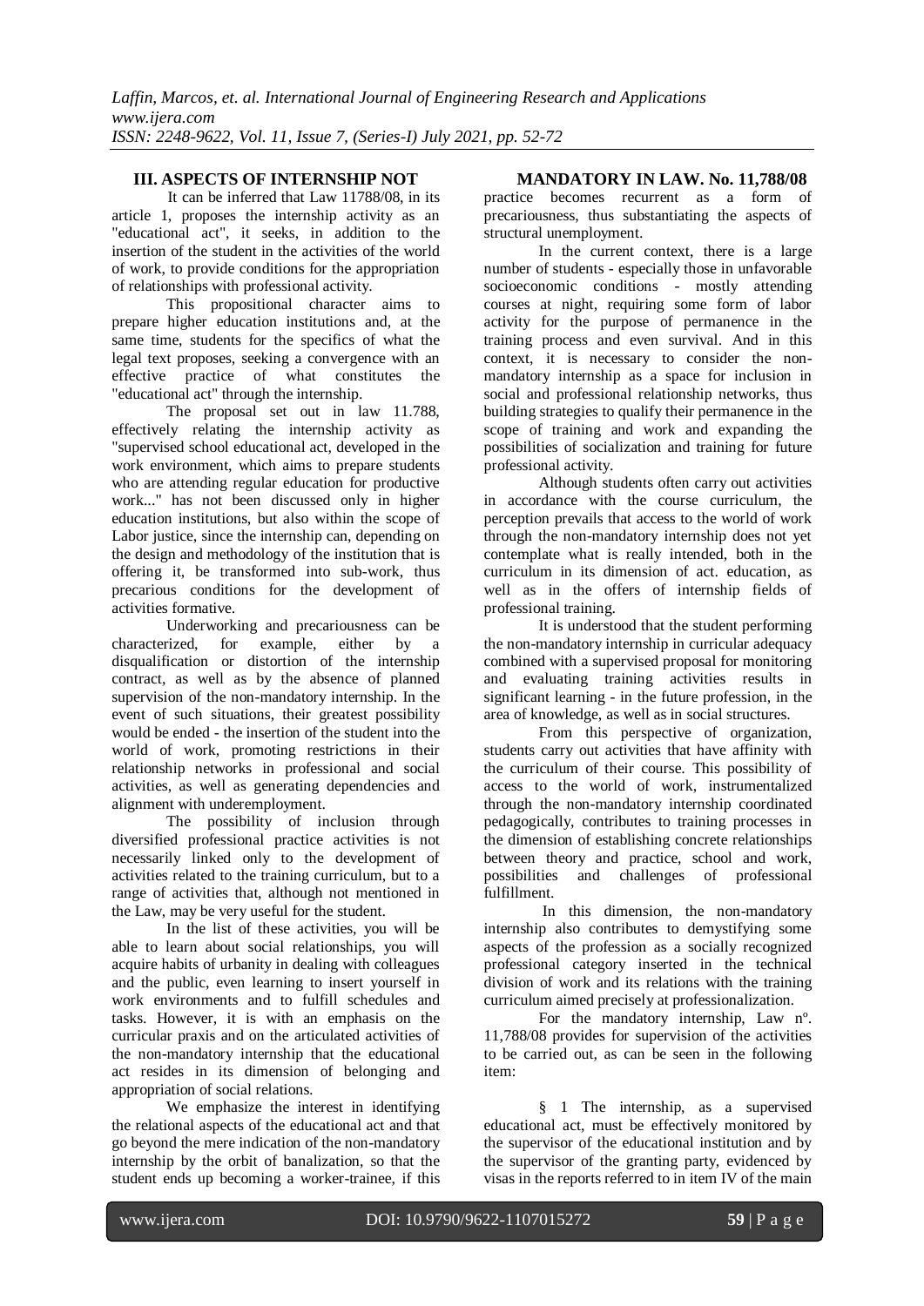## III. ASPECTS OF INTERNSHIP NOT MANDATORY IN LAW. No. 11,788/08

It can be inferred that Law 11788/08, in its article 1, proposes the internship activity as an "educational act", it seeks, in addition to the insertion of the student in the activities of the world of work, to provide conditions for the appropriation of relationships with professional activity.

This propositional character aims to prepare higher education institutions and, at the same time, students for the specifics of what the legal text proposes, seeking a convergence with an effective practice of what constitutes the "educational act" through the internship.

The proposal set out in law 11.788, effectively relating the internship activity as "supervised school educational act, developed in the work environment, which aims to prepare students who are attending regular education for productive work..." has not been discussed only in higher education institutions, but also within the scope of Labor justice, since the internship can, depending on the design and methodology of the institution that is offering it, be transformed into sub-work, thus precarious conditions for the development of activities formative.

Underworking and precariousness can be characterized, for example, either by a disqualification or distortion of the internship contract, as well as by the absence of planned supervision of the non-mandatory internship. In the event of such situations, their greatest possibility would be ended - the insertion of the student into the world of work, promoting restrictions in their relationship networks in professional and social activities, as well as generating dependencies and alignment with underemployment.

The possibility of inclusion through diversified professional practice activities is not necessarily linked only to the development of activities related to the training curriculum, but to a range of activities that, although not mentioned in the Law, may be very useful for the student.

In the list of these activities, you will be able to learn about social relationships, you will acquire habits of urbanity in dealing with colleagues and the public, even learning to insert yourself in work environments and to fulfill schedules and tasks. However, it is with an emphasis on the curricular praxis and on the articulated activities of the non-mandatory internship that the educational act resides in its dimension of belonging and appropriation of social relations.

We emphasize the interest in identifying the relational aspects of the educational act and that go beyond the mere indication of the non-mandatory internship by the orbit of banalization, so that the student ends up becoming a worker-trainee, if this practice becomes recurrent as a form of precariousness, thus substantiating the aspects of structural unemployment.

In the current context, there is a large number of students - especially those in unfavorable socioeconomic conditions - mostly attending courses at night, requiring some form of labor activity for the purpose of permanence in the training process and even survival. And in this context, it is necessary to consider the non-mandatory internship as a space for inclusion in social and professional relationship networks, thus building strategies to qualify their permanence in the scope of training and work and expanding the possibilities of socialization and training for future professional activity.

Although students often carry out activities in accordance with the course curriculum, the perception prevails that access to the world of work through the non-mandatory internship does not yet contemplate what is really intended, both in the curriculum in its dimension of act. education, as well as in the offers of internship fields of professional training.

It is understood that the student performing the non-mandatory internship in curricular adequacy combined with a supervised proposal for monitoring and evaluating training activities results in significant learning - in the future profession, in the area of knowledge, as well as in social structures.

From this perspective of organization, students carry out activities that have affinity with the curriculum of their course. This possibility of access to the world of work, instrumentalized through the non-mandatory internship coordinated pedagogically, contributes to training processes in the dimension of establishing concrete relationships between theory and practice, school and work, possibilities and challenges of professional fulfillment.

In this dimension, the non-mandatory internship also contributes to demystifying some aspects of the profession as a socially recognized professional category inserted in the technical division of work and its relations with the training curriculum aimed precisely at professionalization.

For the mandatory internship, Law nº. 11,788/08 provides for supervision of the activities to be carried out, as can be seen in the following item:

> § 1 The internship, as a supervised educational act, must be effectively monitored by the supervisor of the educational institution and by the supervisor of the granting party, evidenced by visas in the reports referred to in item IV of the main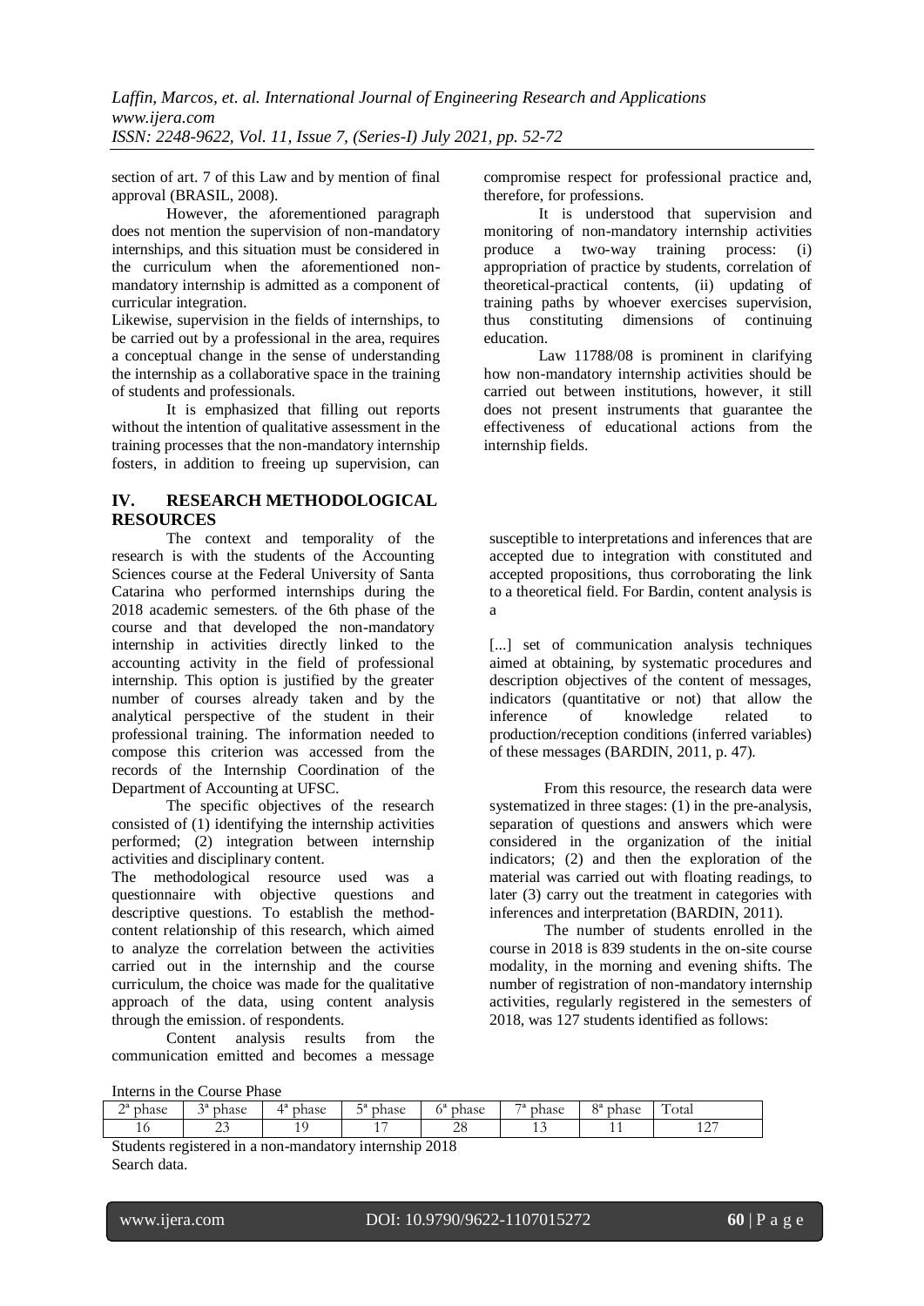section of art. 7 of this Law and by mention of final approval (BRASIL, 2008).

However, the aforementioned paragraph does not mention the supervision of non-mandatory internships, and this situation must be considered in the curriculum when the aforementioned non-mandatory internship is admitted as a component of curricular integration.

Likewise, supervision in the fields of internships, to be carried out by a professional in the area, requires a conceptual change in the sense of understanding the internship as a collaborative space in the training of students and professionals.

It is emphasized that filling out reports without the intention of qualitative assessment in the training processes that the non-mandatory internship fosters, in addition to freeing up supervision, can compromise respect for professional practice and, therefore, for professions.

It is understood that supervision and monitoring of non-mandatory internship activities produce a two-way training process: (i) appropriation of practice by students, correlation of theoretical-practical contents, (ii) updating of training paths by whoever exercises supervision, thus constituting dimensions of continuing education.

Law 11788/08 is prominent in clarifying how non-mandatory internship activities should be carried out between institutions, however, it still does not present instruments that guarantee the effectiveness of educational actions from the internship fields.

## IV. RESEARCH METHODOLOGICAL RESOURCES

The context and temporality of the research is with the students of the Accounting Sciences course at the Federal University of Santa Catarina who performed internships during the 2018 academic semesters. of the 6th phase of the course and that developed the non-mandatory internship in activities directly linked to the accounting activity in the field of professional internship. This option is justified by the greater number of courses already taken and by the analytical perspective of the student in their professional training. The information needed to compose this criterion was accessed from the records of the Internship Coordination of the Department of Accounting at UFSC.

The specific objectives of the research consisted of (1) identifying the internship activities performed; (2) integration between internship activities and disciplinary content.

The methodological resource used was a questionnaire with objective questions and descriptive questions. To establish the method-content relationship of this research, which aimed to analyze the correlation between the activities carried out in the internship and the course curriculum, the choice was made for the qualitative approach of the data, using content analysis through the emission. of respondents.

Content analysis results from the communication emitted and becomes a message susceptible to interpretations and inferences that are accepted due to integration with constituted and accepted propositions, thus corroborating the link to a theoretical field. For Bardin, content analysis is a

> [...] set of communication analysis techniques aimed at obtaining, by systematic procedures and description objectives of the content of messages, indicators (quantitative or not) that allow the inference of knowledge related to production/reception conditions (inferred variables) of these messages (BARDIN, 2011, p. 47).

From this resource, the research data were systematized in three stages: (1) in the pre-analysis, separation of questions and answers which were considered in the organization of the initial indicators; (2) and then the exploration of the material was carried out with floating readings, to later (3) carry out the treatment in categories with inferences and interpretation (BARDIN, 2011).

The number of students enrolled in the course in 2018 is 839 students in the on-site course modality, in the morning and evening shifts. The number of registration of non-mandatory internship activities, regularly registered in the semesters of 2018, was 127 students identified as follows:

Interns in the Course Phase

| 2ª phase | 3ª phase | 4ª phase | 5ª phase | 6ª phase | 7ª phase | 8ª phase | Total |
|---|---|---|---|---|---|---|---|
| 16 | 23 | 19 | 17 | 28 | 13 | 11 | 127 |

Students registered in a non-mandatory internship 2018

Search data.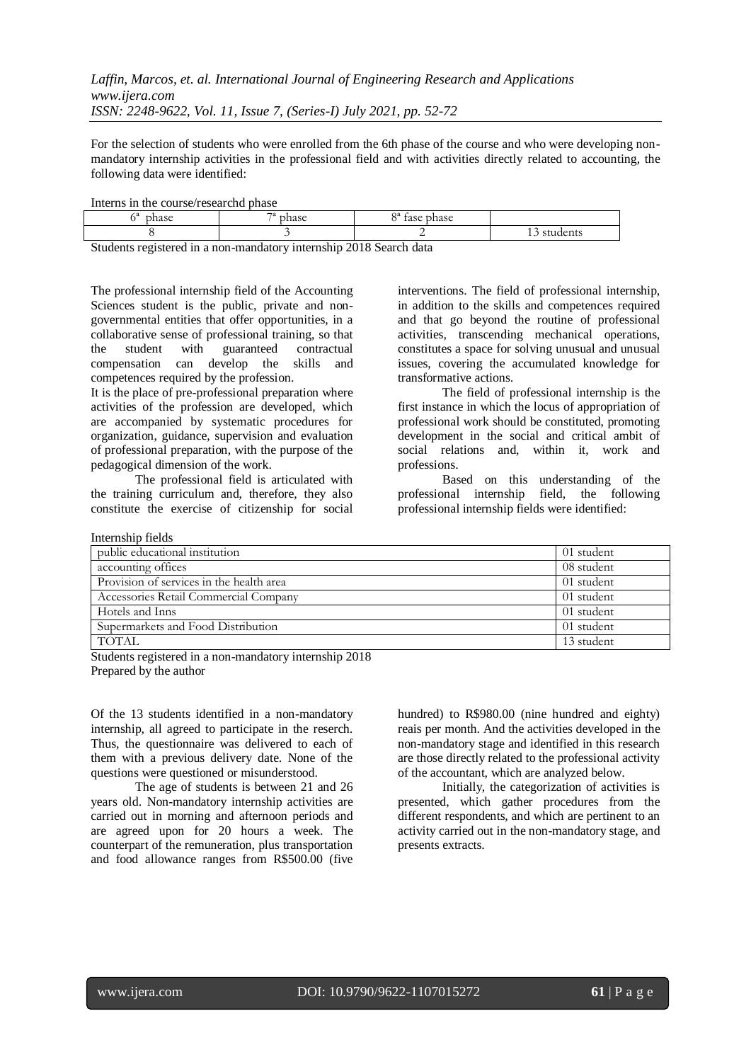For the selection of students who were enrolled from the 6th phase of the course and who were developing non-mandatory internship activities in the professional field and with activities directly related to accounting, the following data were identified:

Interns in the course/researchd phase

| 6ª phase | 7ª phase | 8ª fase phase | |
|---|---|---|---|
| 8 | 3 | 2 | 13 students |

Students registered in a non-mandatory internship 2018 Search data

The professional internship field of the Accounting Sciences student is the public, private and non-governmental entities that offer opportunities, in a collaborative sense of professional training, so that the student with guaranteed contractual compensation can develop the skills and competences required by the profession.

It is the place of pre-professional preparation where activities of the profession are developed, which are accompanied by systematic procedures for organization, guidance, supervision and evaluation of professional preparation, with the purpose of the pedagogical dimension of the work.

The professional field is articulated with the training curriculum and, therefore, they also constitute the exercise of citizenship for social interventions. The field of professional internship, in addition to the skills and competences required and that go beyond the routine of professional activities, transcending mechanical operations, constitutes a space for solving unusual and unusual issues, covering the accumulated knowledge for transformative actions.

The field of professional internship is the first instance in which the locus of appropriation of professional work should be constituted, promoting development in the social and critical ambit of social relations and, within it, work and professions.

Based on this understanding of the professional internship field, the following professional internship fields were identified:

Internship fields

| | |
|---|---|
| public educational institution | 01 student |
| accounting offices | 08 student |
| Provision of services in the health area | 01 student |
| Accessories Retail Commercial Company | 01 student |
| Hotels and Inns | 01 student |
| Supermarkets and Food Distribution | 01 student |
| TOTAL | 13 student |

Students registered in a non-mandatory internship 2018
Prepared by the author

Of the 13 students identified in a non-mandatory internship, all agreed to participate in the reserch. Thus, the questionnaire was delivered to each of them with a previous delivery date. None of the questions were questioned or misunderstood.

The age of students is between 21 and 26 years old. Non-mandatory internship activities are carried out in morning and afternoon periods and are agreed upon for 20 hours a week. The counterpart of the remuneration, plus transportation and food allowance ranges from R$500.00 (five hundred) to R$980.00 (nine hundred and eighty) reais per month. And the activities developed in the non-mandatory stage and identified in this research are those directly related to the professional activity of the accountant, which are analyzed below.

Initially, the categorization of activities is presented, which gather procedures from the different respondents, and which are pertinent to an activity carried out in the non-mandatory stage, and presents extracts.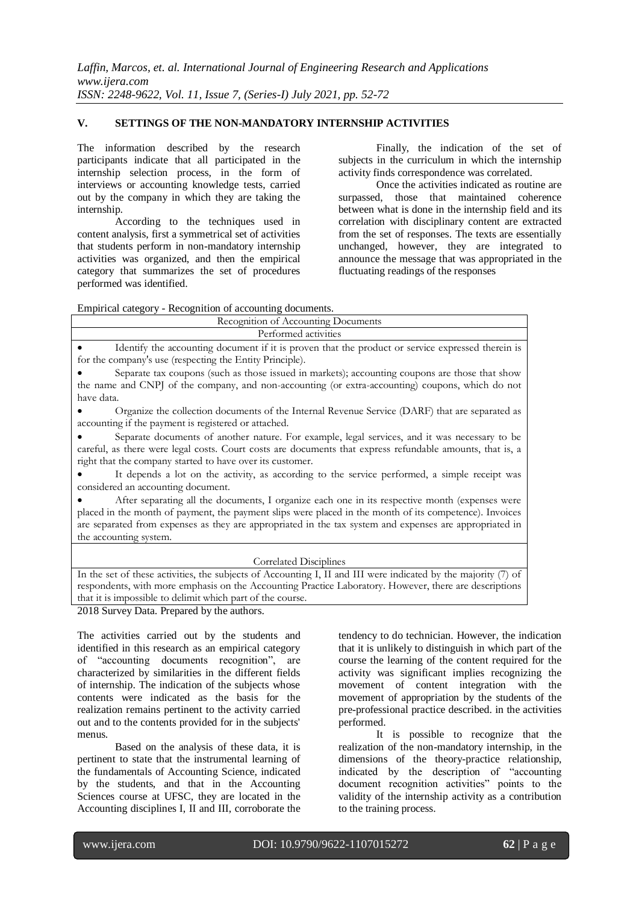## V. SETTINGS OF THE NON-MANDATORY INTERNSHIP ACTIVITIES

The information described by the research participants indicate that all participated in the internship selection process, in the form of interviews or accounting knowledge tests, carried out by the company in which they are taking the internship.

According to the techniques used in content analysis, first a symmetrical set of activities that students perform in non-mandatory internship activities was organized, and then the empirical category that summarizes the set of procedures performed was identified.

Finally, the indication of the set of subjects in the curriculum in which the internship activity finds correspondence was correlated.

Once the activities indicated as routine are surpassed, those that maintained coherence between what is done in the internship field and its correlation with disciplinary content are extracted from the set of responses. The texts are essentially unchanged, however, they are integrated to announce the message that was appropriated in the fluctuating readings of the responses

Empirical category - Recognition of accounting documents.

| Recognition of Accounting Documents |
|---|
| Performed activities |
| • Identify the accounting document if it is proven that the product or service expressed therein is for the company's use (respecting the Entity Principle).<br>• Separate tax coupons (such as those issued in markets); accounting coupons are those that show the name and CNPJ of the company, and non-accounting (or extra-accounting) coupons, which do not have data.<br>• Organize the collection documents of the Internal Revenue Service (DARF) that are separated as accounting if the payment is registered or attached.<br>• Separate documents of another nature. For example, legal services, and it was necessary to be careful, as there were legal costs. Court costs are documents that express refundable amounts, that is, a right that the company started to have over its customer.<br>• It depends a lot on the activity, as according to the service performed, a simple receipt was considered an accounting document.<br>• After separating all the documents, I organize each one in its respective month (expenses were placed in the month of payment, the payment slips were placed in the month of its competence). Invoices are separated from expenses as they are appropriated in the tax system and expenses are appropriated in the accounting system. |
| Correlated Disciplines |
| In the set of these activities, the subjects of Accounting I, II and III were indicated by the majority (7) of respondents, with more emphasis on the Accounting Practice Laboratory. However, there are descriptions that it is impossible to delimit which part of the course. |

2018 Survey Data. Prepared by the authors.

The activities carried out by the students and identified in this research as an empirical category of "accounting documents recognition", are characterized by similarities in the different fields of internship. The indication of the subjects whose contents were indicated as the basis for the realization remains pertinent to the activity carried out and to the contents provided for in the subjects' menus.

Based on the analysis of these data, it is pertinent to state that the instrumental learning of the fundamentals of Accounting Science, indicated by the students, and that in the Accounting Sciences course at UFSC, they are located in the Accounting disciplines I, II and III, corroborate the tendency to do technician. However, the indication that it is unlikely to distinguish in which part of the course the learning of the content required for the activity was significant implies recognizing the movement of content integration with the movement of appropriation by the students of the pre-professional practice described. in the activities performed.

It is possible to recognize that the realization of the non-mandatory internship, in the dimensions of the theory-practice relationship, indicated by the description of "accounting document recognition activities" points to the validity of the internship activity as a contribution to the training process.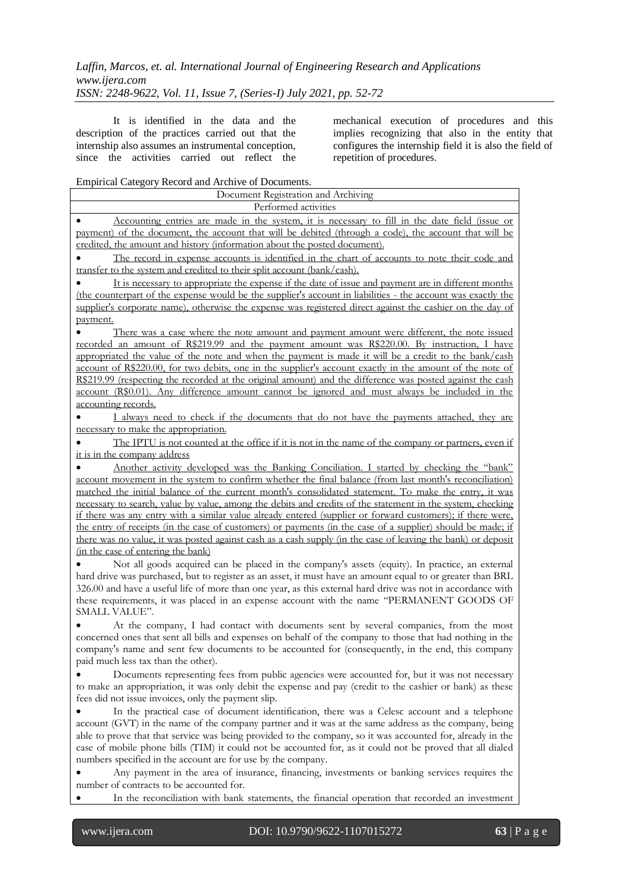It is identified in the data and the description of the practices carried out that the internship also assumes an instrumental conception, since the activities carried out reflect the mechanical execution of procedures and this implies recognizing that also in the entity that configures the internship field it is also the field of repetition of procedures.

Empirical Category Record and Archive of Documents.

| Document Registration and Archiving |
|---|
| Performed activities |
| • Accounting entries are made in the system, it is necessary to fill in the date field (issue or payment) of the document, the account that will be debited (through a code), the account that will be credited, the amount and history (information about the posted document).<br>• The record in expense accounts is identified in the chart of accounts to note their code and transfer to the system and credited to their split account (bank/cash).<br>• It is necessary to appropriate the expense if the date of issue and payment are in different months (the counterpart of the expense would be the supplier's account in liabilities - the account was exactly the supplier's corporate name), otherwise the expense was registered direct against the cashier on the day of payment.<br>• There was a case where the note amount and payment amount were different, the note issued recorded an amount of R$219.99 and the payment amount was R$220.00. By instruction, I have appropriated the value of the note and when the payment is made it will be a credit to the bank/cash account of R$220.00, for two debits, one in the supplier's account exactly in the amount of the note of R$219.99 (respecting the recorded at the original amount) and the difference was posted against the cash account (R$0.01). Any difference amount cannot be ignored and must always be included in the accounting records.<br>• I always need to check if the documents that do not have the payments attached, they are necessary to make the appropriation.<br>• The IPTU is not counted at the office if it is not in the name of the company or partners, even if it is in the company address<br>• Another activity developed was the Banking Conciliation. I started by checking the "bank" account movement in the system to confirm whether the final balance (from last month's reconciliation) matched the initial balance of the current month's consolidated statement. To make the entry, it was necessary to search, value by value, among the debits and credits of the statement in the system, checking if there was any entry with a similar value already entered (supplier or forward customers); if there were, the entry of receipts (in the case of customers) or payments (in the case of a supplier) should be made; if there was no value, it was posted against cash as a cash supply (in the case of leaving the bank) or deposit (in the case of entering the bank)<br>• Not all goods acquired can be placed in the company's assets (equity). In practice, an external hard drive was purchased, but to register as an asset, it must have an amount equal to or greater than BRL 326.00 and have a useful life of more than one year, as this external hard drive was not in accordance with these requirements, it was placed in an expense account with the name "PERMANENT GOODS OF SMALL VALUE".<br>• At the company, I had contact with documents sent by several companies, from the most concerned ones that sent all bills and expenses on behalf of the company to those that had nothing in the company's name and sent few documents to be accounted for (consequently, in the end, this company paid much less tax than the other).<br>• Documents representing fees from public agencies were accounted for, but it was not necessary to make an appropriation, it was only debit the expense and pay (credit to the cashier or bank) as these fees did not issue invoices, only the payment slip.<br>• In the practical case of document identification, there was a Celesc account and a telephone account (GVT) in the name of the company partner and it was at the same address as the company, being able to prove that that service was being provided to the company, so it was accounted for, already in the case of mobile phone bills (TIM) it could not be accounted for, as it could not be proved that all dialed numbers specified in the account are for use by the company.<br>• Any payment in the area of insurance, financing, investments or banking services requires the number of contracts to be accounted for.<br>• In the reconciliation with bank statements, the financial operation that recorded an investment |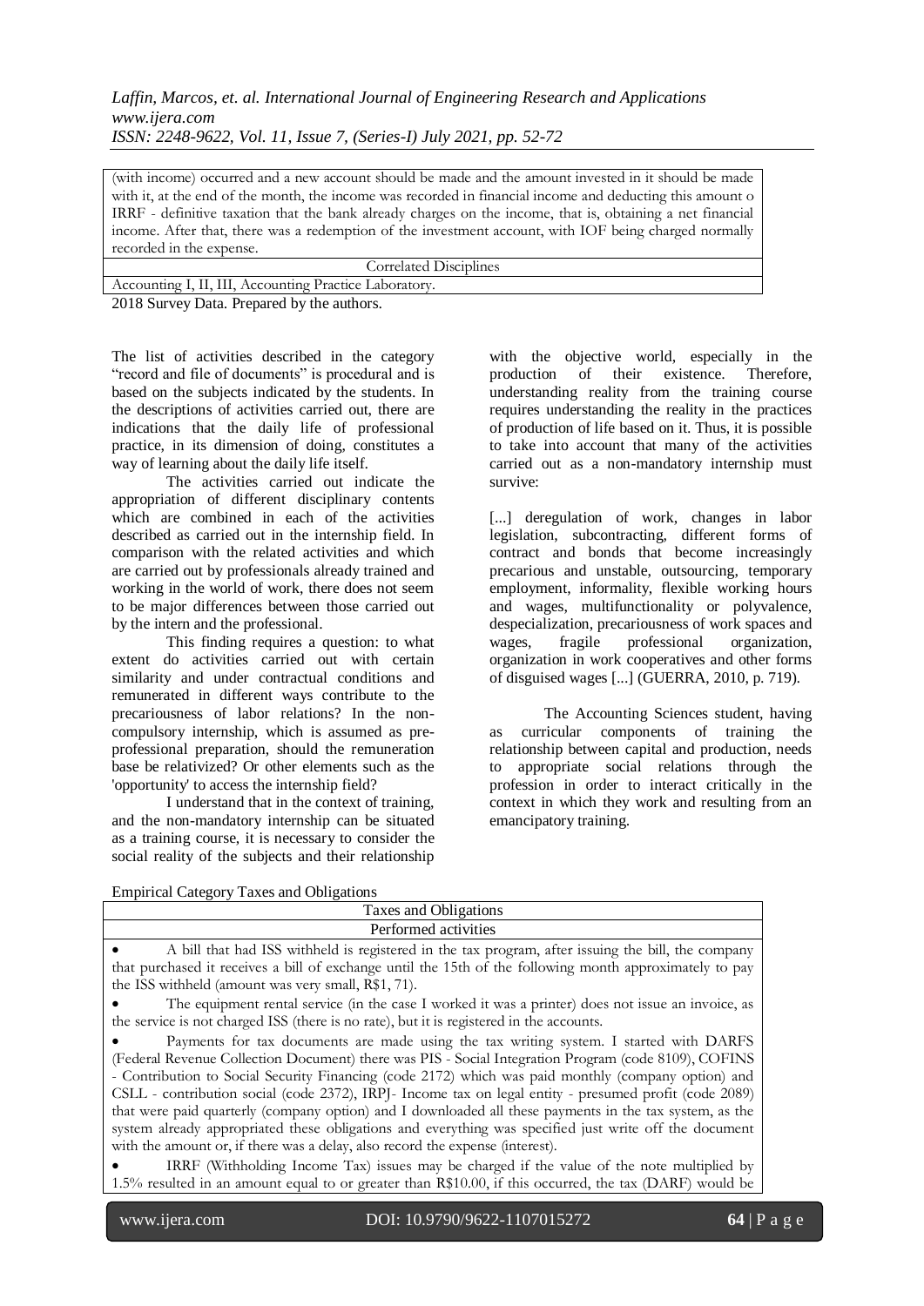| (with income) occurred and a new account should be made and the amount invested in it should be made with it, at the end of the month, the income was recorded in financial income and deducting this amount o IRRF - definitive taxation that the bank already charges on the income, that is, obtaining a net financial income. After that, there was a redemption of the investment account, with IOF being charged normally recorded in the expense. |
|---|
| Correlated Disciplines |
| Accounting I, II, III, Accounting Practice Laboratory. |

2018 Survey Data. Prepared by the authors.

The list of activities described in the category "record and file of documents" is procedural and is based on the subjects indicated by the students. In the descriptions of activities carried out, there are indications that the daily life of professional practice, in its dimension of doing, constitutes a way of learning about the daily life itself.

The activities carried out indicate the appropriation of different disciplinary contents which are combined in each of the activities described as carried out in the internship field. In comparison with the related activities and which are carried out by professionals already trained and working in the world of work, there does not seem to be major differences between those carried out by the intern and the professional.

This finding requires a question: to what extent do activities carried out with certain similarity and under contractual conditions and remunerated in different ways contribute to the precariousness of labor relations? In the non-compulsory internship, which is assumed as pre-professional preparation, should the remuneration base be relativized? Or other elements such as the 'opportunity' to access the internship field?

I understand that in the context of training, and the non-mandatory internship can be situated as a training course, it is necessary to consider the social reality of the subjects and their relationship with the objective world, especially in the production of their existence. Therefore, understanding reality from the training course requires understanding the reality in the practices of production of life based on it. Thus, it is possible to take into account that many of the activities carried out as a non-mandatory internship must survive:

> [...] deregulation of work, changes in labor legislation, subcontracting, different forms of contract and bonds that become increasingly precarious and unstable, outsourcing, temporary employment, informality, flexible working hours and wages, multifunctionality or polyvalence, despecialization, precariousness of work spaces and wages, fragile professional organization, organization in work cooperatives and other forms of disguised wages [...] (GUERRA, 2010, p. 719).

The Accounting Sciences student, having as curricular components of training the relationship between capital and production, needs to appropriate social relations through the profession in order to interact critically in the context in which they work and resulting from an emancipatory training.

Empirical Category Taxes and Obligations

| Taxes and Obligations |
|---|
| Performed activities |
| • A bill that had ISS withheld is registered in the tax program, after issuing the bill, the company that purchased it receives a bill of exchange until the 15th of the following month approximately to pay the ISS withheld (amount was very small, R$1, 71). <br> • The equipment rental service (in the case I worked it was a printer) does not issue an invoice, as the service is not charged ISS (there is no rate), but it is registered in the accounts. <br> • Payments for tax documents are made using the tax writing system. I started with DARFS (Federal Revenue Collection Document) there was PIS - Social Integration Program (code 8109), COFINS - Contribution to Social Security Financing (code 2172) which was paid monthly (company option) and CSLL - contribution social (code 2372), IRPJ- Income tax on legal entity - presumed profit (code 2089) that were paid quarterly (company option) and I downloaded all these payments in the tax system, as the system already appropriated these obligations and everything was specified just write off the document with the amount or, if there was a delay, also record the expense (interest). <br> • IRRF (Withholding Income Tax) issues may be charged if the value of the note multiplied by 1.5% resulted in an amount equal to or greater than R$10.00, if this occurred, the tax (DARF) would be |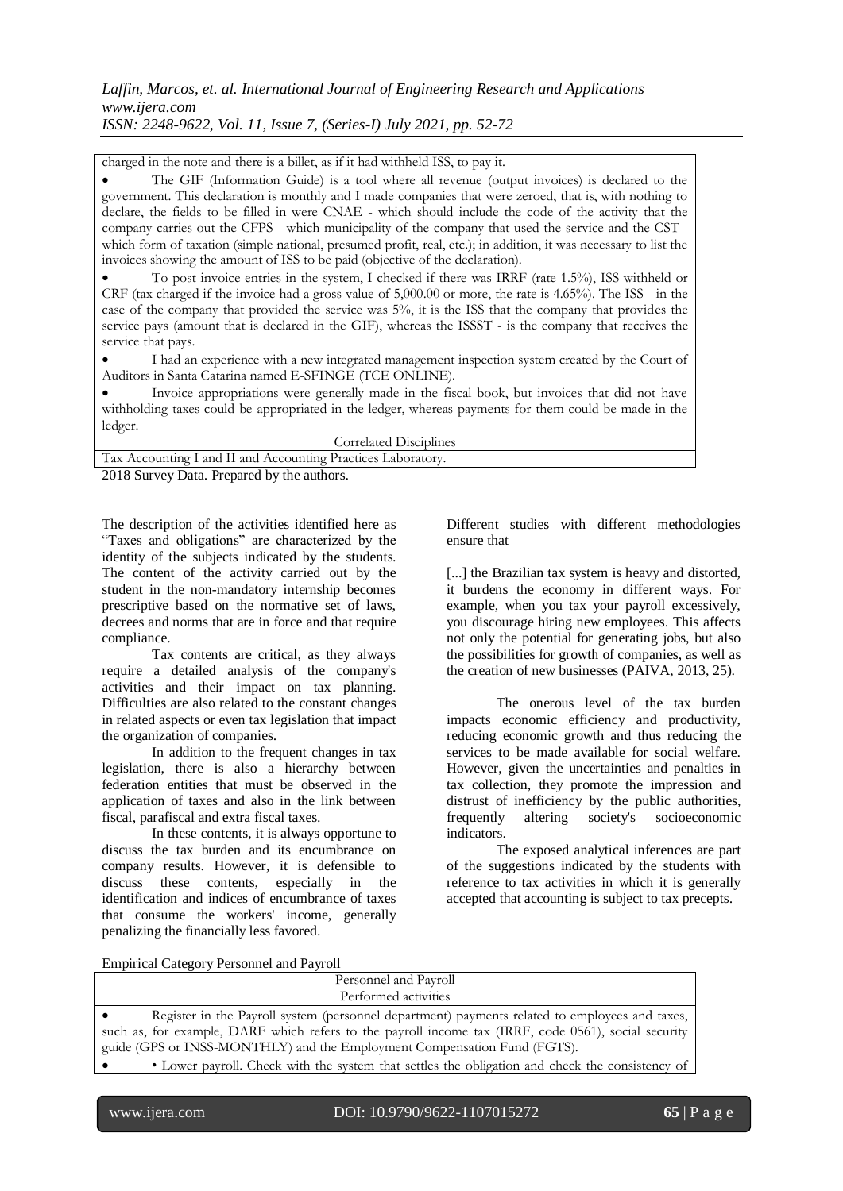| |
|---|
| charged in the note and there is a billet, as if it had withheld ISS, to pay it. <br> • The GIF (Information Guide) is a tool where all revenue (output invoices) is declared to the government. This declaration is monthly and I made companies that were zeroed, that is, with nothing to declare, the fields to be filled in were CNAE - which should include the code of the activity that the company carries out the CFPS - which municipality of the company that used the service and the CST - which form of taxation (simple national, presumed profit, real, etc.); in addition, it was necessary to list the invoices showing the amount of ISS to be paid (objective of the declaration). <br> • To post invoice entries in the system, I checked if there was IRRF (rate 1.5%), ISS withheld or CRF (tax charged if the invoice had a gross value of 5,000.00 or more, the rate is 4.65%). The ISS - in the case of the company that provided the service was 5%, it is the ISS that the company that provides the service pays (amount that is declared in the GIF), whereas the ISSST - is the company that receives the service that pays. <br> • I had an experience with a new integrated management inspection system created by the Court of Auditors in Santa Catarina named E-SFINGE (TCE ONLINE). <br> • Invoice appropriations were generally made in the fiscal book, but invoices that did not have withholding taxes could be appropriated in the ledger, whereas payments for them could be made in the ledger. |
| Correlated Disciplines |
| Tax Accounting I and II and Accounting Practices Laboratory. |

2018 Survey Data. Prepared by the authors.

The description of the activities identified here as "Taxes and obligations" are characterized by the identity of the subjects indicated by the students. The content of the activity carried out by the student in the non-mandatory internship becomes prescriptive based on the normative set of laws, decrees and norms that are in force and that require compliance.

Tax contents are critical, as they always require a detailed analysis of the company's activities and their impact on tax planning. Difficulties are also related to the constant changes in related aspects or even tax legislation that impact the organization of companies.

In addition to the frequent changes in tax legislation, there is also a hierarchy between federation entities that must be observed in the application of taxes and also in the link between fiscal, parafiscal and extra fiscal taxes.

In these contents, it is always opportune to discuss the tax burden and its encumbrance on company results. However, it is defensible to discuss these contents, especially in the identification and indices of encumbrance of taxes that consume the workers' income, generally penalizing the financially less favored.

Different studies with different methodologies ensure that

> [...] the Brazilian tax system is heavy and distorted, it burdens the economy in different ways. For example, when you tax your payroll excessively, you discourage hiring new employees. This affects not only the potential for generating jobs, but also the possibilities for growth of companies, as well as the creation of new businesses (PAIVA, 2013, 25).

The onerous level of the tax burden impacts economic efficiency and productivity, reducing economic growth and thus reducing the services to be made available for social welfare. However, given the uncertainties and penalties in tax collection, they promote the impression and distrust of inefficiency by the public authorities, frequently altering society's socioeconomic indicators.

The exposed analytical inferences are part of the suggestions indicated by the students with reference to tax activities in which it is generally accepted that accounting is subject to tax precepts.

Empirical Category Personnel and Payroll

| Personnel and Payroll |
|---|
| Performed activities |
| • Register in the Payroll system (personnel department) payments related to employees and taxes, such as, for example, DARF which refers to the payroll income tax (IRRF, code 0561), social security guide (GPS or INSS-MONTHLY) and the Employment Compensation Fund (FGTS). <br> • • Lower payroll. Check with the system that settles the obligation and check the consistency of |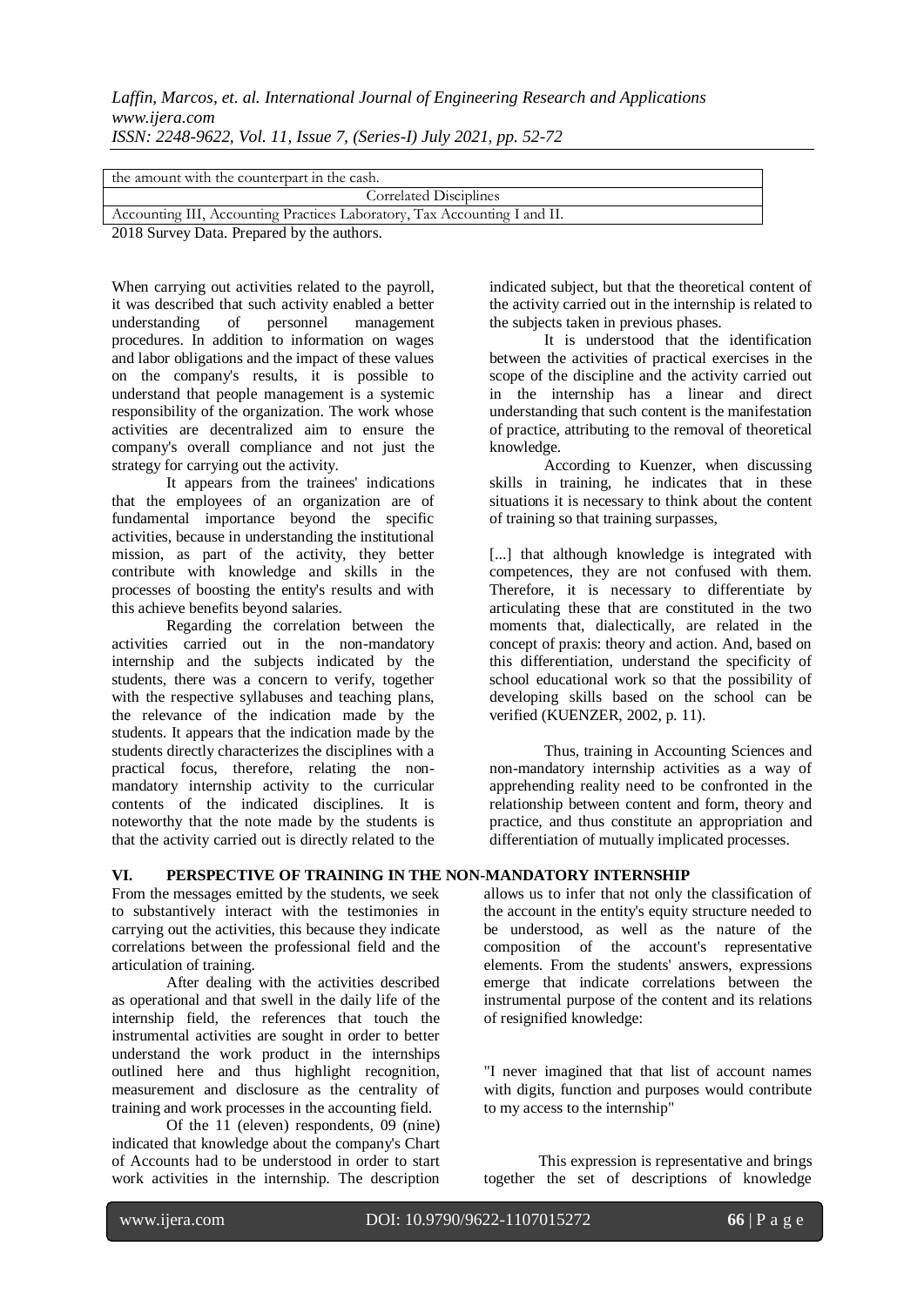| the amount with the counterpart in the cash. |
| --- |
| Correlated Disciplines |
| Accounting III, Accounting Practices Laboratory, Tax Accounting I and II. |

2018 Survey Data. Prepared by the authors.

When carrying out activities related to the payroll, it was described that such activity enabled a better understanding of personnel management procedures. In addition to information on wages and labor obligations and the impact of these values on the company's results, it is possible to understand that people management is a systemic responsibility of the organization. The work whose activities are decentralized aim to ensure the company's overall compliance and not just the strategy for carrying out the activity.

It appears from the trainees' indications that the employees of an organization are of fundamental importance beyond the specific activities, because in understanding the institutional mission, as part of the activity, they better contribute with knowledge and skills in the processes of boosting the entity's results and with this achieve benefits beyond salaries.

Regarding the correlation between the activities carried out in the non-mandatory internship and the subjects indicated by the students, there was a concern to verify, together with the respective syllabuses and teaching plans, the relevance of the indication made by the students. It appears that the indication made by the students directly characterizes the disciplines with a practical focus, therefore, relating the non-mandatory internship activity to the curricular contents of the indicated disciplines. It is noteworthy that the note made by the students is that the activity carried out is directly related to the indicated subject, but that the theoretical content of the activity carried out in the internship is related to the subjects taken in previous phases.

It is understood that the identification between the activities of practical exercises in the scope of the discipline and the activity carried out in the internship has a linear and direct understanding that such content is the manifestation of practice, attributing to the removal of theoretical knowledge.

According to Kuenzer, when discussing skills in training, he indicates that in these situations it is necessary to think about the content of training so that training surpasses,

> [...] that although knowledge is integrated with competences, they are not confused with them. Therefore, it is necessary to differentiate by articulating these that are constituted in the two moments that, dialectically, are related in the concept of praxis: theory and action. And, based on this differentiation, understand the specificity of school educational work so that the possibility of developing skills based on the school can be verified (KUENZER, 2002, p. 11).

Thus, training in Accounting Sciences and non-mandatory internship activities as a way of apprehending reality need to be confronted in the relationship between content and form, theory and practice, and thus constitute an appropriation and differentiation of mutually implicated processes.

## VI. PERSPECTIVE OF TRAINING IN THE NON-MANDATORY INTERNSHIP

From the messages emitted by the students, we seek to substantively interact with the testimonies in carrying out the activities, this because they indicate correlations between the professional field and the articulation of training.

After dealing with the activities described as operational and that swell in the daily life of the internship field, the references that touch the instrumental activities are sought in order to better understand the work product in the internships outlined here and thus highlight recognition, measurement and disclosure as the centrality of training and work processes in the accounting field.

Of the 11 (eleven) respondents, 09 (nine) indicated that knowledge about the company's Chart of Accounts had to be understood in order to start work activities in the internship. The description allows us to infer that not only the classification of the account in the entity's equity structure needed to be understood, as well as the nature of the composition of the account's representative elements. From the students' answers, expressions emerge that indicate correlations between the instrumental purpose of the content and its relations of resignified knowledge:

"I never imagined that that list of account names with digits, function and purposes would contribute to my access to the internship"

This expression is representative and brings together the set of descriptions of knowledge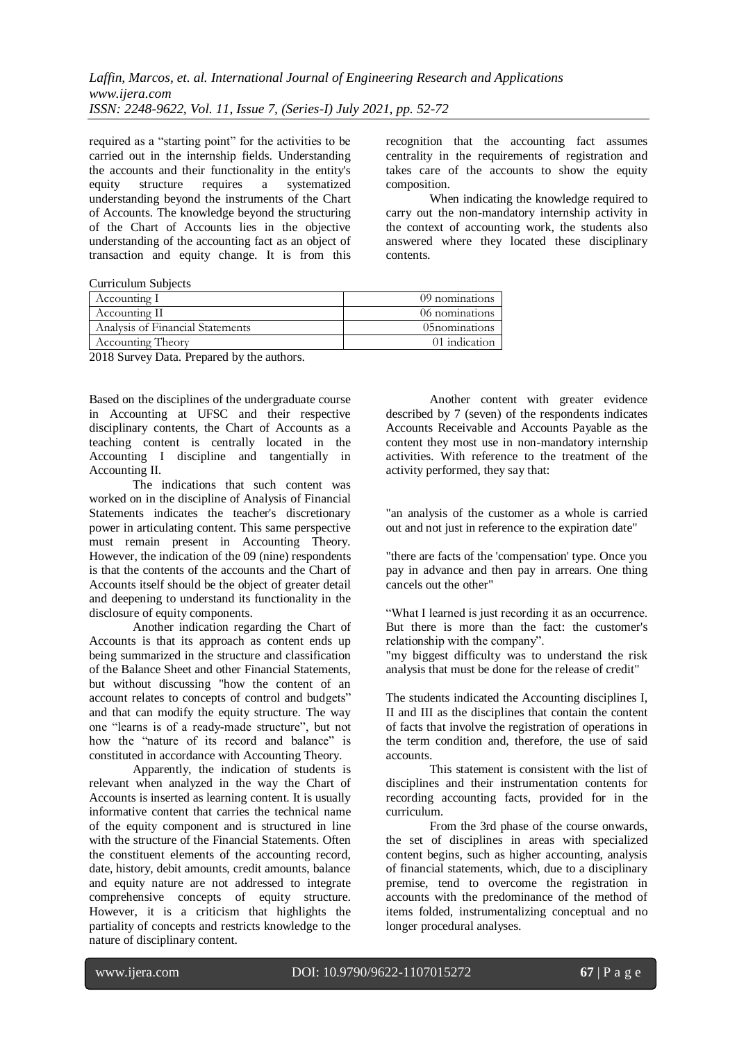required as a "starting point" for the activities to be carried out in the internship fields. Understanding the accounts and their functionality in the entity's equity structure requires a systematized understanding beyond the instruments of the Chart of Accounts. The knowledge beyond the structuring of the Chart of Accounts lies in the objective understanding of the accounting fact as an object of transaction and equity change. It is from this recognition that the accounting fact assumes centrality in the requirements of registration and takes care of the accounts to show the equity composition.

When indicating the knowledge required to carry out the non-mandatory internship activity in the context of accounting work, the students also answered where they located these disciplinary contents.

Curriculum Subjects

| Accounting I | 09 nominations |
|---|---|
| Accounting II | 06 nominations |
| Analysis of Financial Statements | 05nominations |
| Accounting Theory | 01 indication |

2018 Survey Data. Prepared by the authors.

Based on the disciplines of the undergraduate course in Accounting at UFSC and their respective disciplinary contents, the Chart of Accounts as a teaching content is centrally located in the Accounting I discipline and tangentially in Accounting II.

The indications that such content was worked on in the discipline of Analysis of Financial Statements indicates the teacher's discretionary power in articulating content. This same perspective must remain present in Accounting Theory. However, the indication of the 09 (nine) respondents is that the contents of the accounts and the Chart of Accounts itself should be the object of greater detail and deepening to understand its functionality in the disclosure of equity components.

Another indication regarding the Chart of Accounts is that its approach as content ends up being summarized in the structure and classification of the Balance Sheet and other Financial Statements, but without discussing "how the content of an account relates to concepts of control and budgets" and that can modify the equity structure. The way one "learns is of a ready-made structure", but not how the "nature of its record and balance" is constituted in accordance with Accounting Theory.

Apparently, the indication of students is relevant when analyzed in the way the Chart of Accounts is inserted as learning content. It is usually informative content that carries the technical name of the equity component and is structured in line with the structure of the Financial Statements. Often the constituent elements of the accounting record, date, history, debit amounts, credit amounts, balance and equity nature are not addressed to integrate comprehensive concepts of equity structure. However, it is a criticism that highlights the partiality of concepts and restricts knowledge to the nature of disciplinary content.

Another content with greater evidence described by 7 (seven) of the respondents indicates Accounts Receivable and Accounts Payable as the content they most use in non-mandatory internship activities. With reference to the treatment of the activity performed, they say that:

"an analysis of the customer as a whole is carried out and not just in reference to the expiration date"

"there are facts of the 'compensation' type. Once you pay in advance and then pay in arrears. One thing cancels out the other"

"What I learned is just recording it as an occurrence. But there is more than the fact: the customer's relationship with the company".

"my biggest difficulty was to understand the risk analysis that must be done for the release of credit"

The students indicated the Accounting disciplines I, II and III as the disciplines that contain the content of facts that involve the registration of operations in the term condition and, therefore, the use of said accounts.

This statement is consistent with the list of disciplines and their instrumentation contents for recording accounting facts, provided for in the curriculum.

From the 3rd phase of the course onwards, the set of disciplines in areas with specialized content begins, such as higher accounting, analysis of financial statements, which, due to a disciplinary premise, tend to overcome the registration in accounts with the predominance of the method of items folded, instrumentalizing conceptual and no longer procedural analyses.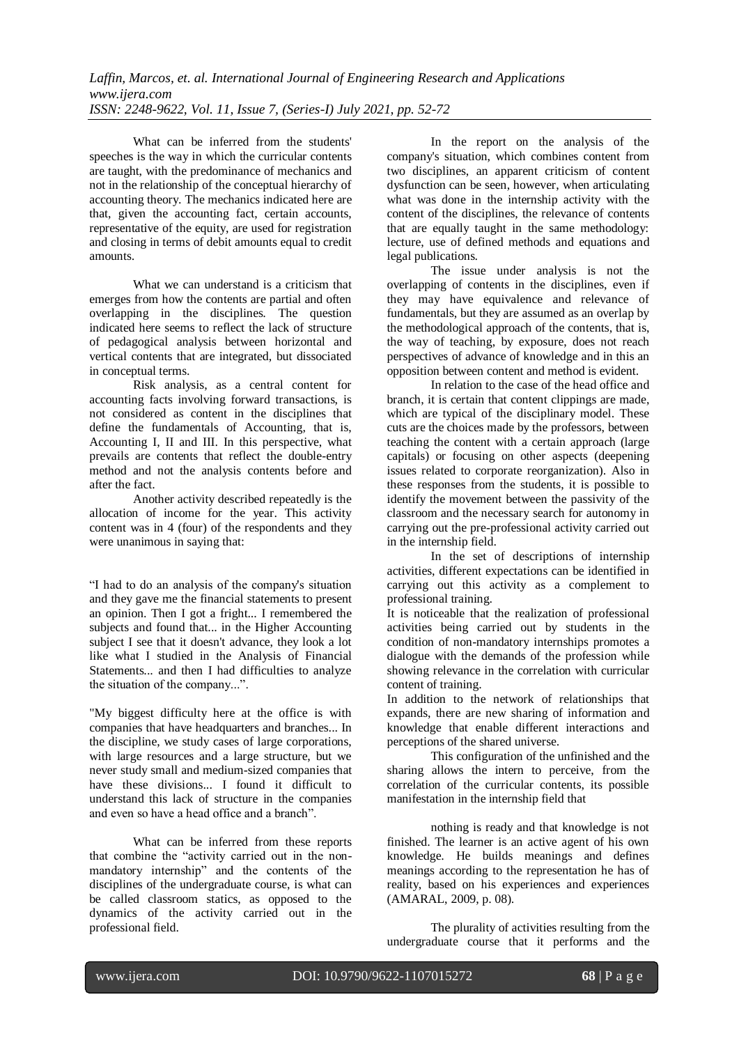What can be inferred from the students' speeches is the way in which the curricular contents are taught, with the predominance of mechanics and not in the relationship of the conceptual hierarchy of accounting theory. The mechanics indicated here are that, given the accounting fact, certain accounts, representative of the equity, are used for registration and closing in terms of debit amounts equal to credit amounts.

What we can understand is a criticism that emerges from how the contents are partial and often overlapping in the disciplines. The question indicated here seems to reflect the lack of structure of pedagogical analysis between horizontal and vertical contents that are integrated, but dissociated in conceptual terms.

Risk analysis, as a central content for accounting facts involving forward transactions, is not considered as content in the disciplines that define the fundamentals of Accounting, that is, Accounting I, II and III. In this perspective, what prevails are contents that reflect the double-entry method and not the analysis contents before and after the fact.

Another activity described repeatedly is the allocation of income for the year. This activity content was in 4 (four) of the respondents and they were unanimous in saying that:

"I had to do an analysis of the company's situation and they gave me the financial statements to present an opinion. Then I got a fright... I remembered the subjects and found that... in the Higher Accounting subject I see that it doesn't advance, they look a lot like what I studied in the Analysis of Financial Statements... and then I had difficulties to analyze the situation of the company...".

"My biggest difficulty here at the office is with companies that have headquarters and branches... In the discipline, we study cases of large corporations, with large resources and a large structure, but we never study small and medium-sized companies that have these divisions... I found it difficult to understand this lack of structure in the companies and even so have a head office and a branch".

What can be inferred from these reports that combine the "activity carried out in the non-mandatory internship" and the contents of the disciplines of the undergraduate course, is what can be called classroom statics, as opposed to the dynamics of the activity carried out in the professional field.

In the report on the analysis of the company's situation, which combines content from two disciplines, an apparent criticism of content dysfunction can be seen, however, when articulating what was done in the internship activity with the content of the disciplines, the relevance of contents that are equally taught in the same methodology: lecture, use of defined methods and equations and legal publications.

The issue under analysis is not the overlapping of contents in the disciplines, even if they may have equivalence and relevance of fundamentals, but they are assumed as an overlap by the methodological approach of the contents, that is, the way of teaching, by exposure, does not reach perspectives of advance of knowledge and in this an opposition between content and method is evident.

In relation to the case of the head office and branch, it is certain that content clippings are made, which are typical of the disciplinary model. These cuts are the choices made by the professors, between teaching the content with a certain approach (large capitals) or focusing on other aspects (deepening issues related to corporate reorganization). Also in these responses from the students, it is possible to identify the movement between the passivity of the classroom and the necessary search for autonomy in carrying out the pre-professional activity carried out in the internship field.

In the set of descriptions of internship activities, different expectations can be identified in carrying out this activity as a complement to professional training.

It is noticeable that the realization of professional activities being carried out by students in the condition of non-mandatory internships promotes a dialogue with the demands of the profession while showing relevance in the correlation with curricular content of training.

In addition to the network of relationships that expands, there are new sharing of information and knowledge that enable different interactions and perceptions of the shared universe.

This configuration of the unfinished and the sharing allows the intern to perceive, from the correlation of the curricular contents, its possible manifestation in the internship field that

> nothing is ready and that knowledge is not finished. The learner is an active agent of his own knowledge. He builds meanings and defines meanings according to the representation he has of reality, based on his experiences and experiences (AMARAL, 2009, p. 08).

The plurality of activities resulting from the undergraduate course that it performs and the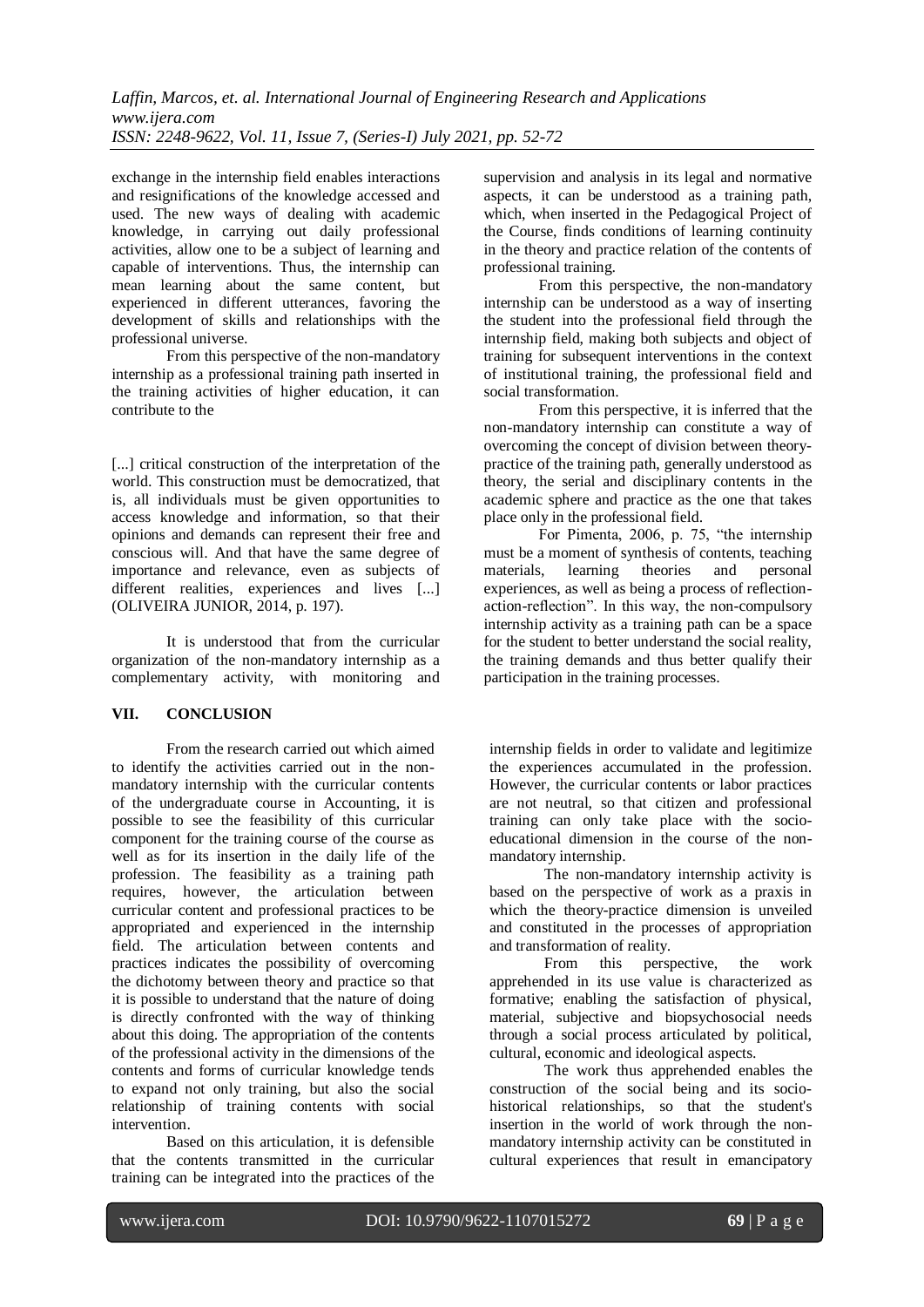exchange in the internship field enables interactions and resignifications of the knowledge accessed and used. The new ways of dealing with academic knowledge, in carrying out daily professional activities, allow one to be a subject of learning and capable of interventions. Thus, the internship can mean learning about the same content, but experienced in different utterances, favoring the development of skills and relationships with the professional universe.

From this perspective of the non-mandatory internship as a professional training path inserted in the training activities of higher education, it can contribute to the

> [...] critical construction of the interpretation of the world. This construction must be democratized, that is, all individuals must be given opportunities to access knowledge and information, so that their opinions and demands can represent their free and conscious will. And that have the same degree of importance and relevance, even as subjects of different realities, experiences and lives [...] (OLIVEIRA JUNIOR, 2014, p. 197).

It is understood that from the curricular organization of the non-mandatory internship as a complementary activity, with monitoring and supervision and analysis in its legal and normative aspects, it can be understood as a training path, which, when inserted in the Pedagogical Project of the Course, finds conditions of learning continuity in the theory and practice relation of the contents of professional training.

From this perspective, the non-mandatory internship can be understood as a way of inserting the student into the professional field through the internship field, making both subjects and object of training for subsequent interventions in the context of institutional training, the professional field and social transformation.

From this perspective, it is inferred that the non-mandatory internship can constitute a way of overcoming the concept of division between theory-practice of the training path, generally understood as theory, the serial and disciplinary contents in the academic sphere and practice as the one that takes place only in the professional field.

For Pimenta, 2006, p. 75, "the internship must be a moment of synthesis of contents, teaching materials, learning theories and personal experiences, as well as being a process of reflection-action-reflection". In this way, the non-compulsory internship activity as a training path can be a space for the student to better understand the social reality, the training demands and thus better qualify their participation in the training processes.

## VII. CONCLUSION

From the research carried out which aimed to identify the activities carried out in the non-mandatory internship with the curricular contents of the undergraduate course in Accounting, it is possible to see the feasibility of this curricular component for the training course of the course as well as for its insertion in the daily life of the profession. The feasibility as a training path requires, however, the articulation between curricular content and professional practices to be appropriated and experienced in the internship field. The articulation between contents and practices indicates the possibility of overcoming the dichotomy between theory and practice so that it is possible to understand that the nature of doing is directly confronted with the way of thinking about this doing. The appropriation of the contents of the professional activity in the dimensions of the contents and forms of curricular knowledge tends to expand not only training, but also the social relationship of training contents with social intervention.

Based on this articulation, it is defensible that the contents transmitted in the curricular training can be integrated into the practices of the internship fields in order to validate and legitimize the experiences accumulated in the profession. However, the curricular contents or labor practices are not neutral, so that citizen and professional training can only take place with the socio-educational dimension in the course of the non-mandatory internship.

The non-mandatory internship activity is based on the perspective of work as a praxis in which the theory-practice dimension is unveiled and constituted in the processes of appropriation and transformation of reality.

From this perspective, the work apprehended in its use value is characterized as formative; enabling the satisfaction of physical, material, subjective and biopsychosocial needs through a social process articulated by political, cultural, economic and ideological aspects.

The work thus apprehended enables the construction of the social being and its socio-historical relationships, so that the student's insertion in the world of work through the non-mandatory internship activity can be constituted in cultural experiences that result in emancipatory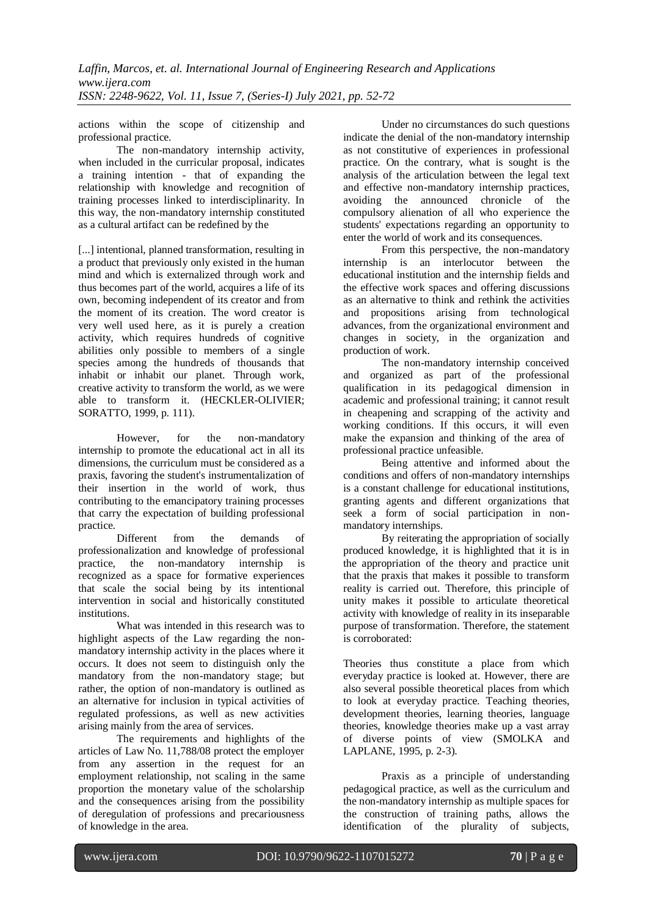actions within the scope of citizenship and professional practice.

The non-mandatory internship activity, when included in the curricular proposal, indicates a training intention - that of expanding the relationship with knowledge and recognition of training processes linked to interdisciplinarity. In this way, the non-mandatory internship constituted as a cultural artifact can be redefined by the

> [...] intentional, planned transformation, resulting in a product that previously only existed in the human mind and which is externalized through work and thus becomes part of the world, acquires a life of its own, becoming independent of its creator and from the moment of its creation. The word creator is very well used here, as it is purely a creation activity, which requires hundreds of cognitive abilities only possible to members of a single species among the hundreds of thousands that inhabit or inhabit our planet. Through work, creative activity to transform the world, as we were able to transform it. (HECKLER-OLIVIER; SORATTO, 1999, p. 111).

However, for the non-mandatory internship to promote the educational act in all its dimensions, the curriculum must be considered as a praxis, favoring the student's instrumentalization of their insertion in the world of work, thus contributing to the emancipatory training processes that carry the expectation of building professional practice.

Different from the demands of professionalization and knowledge of professional practice, the non-mandatory internship is recognized as a space for formative experiences that scale the social being by its intentional intervention in social and historically constituted institutions.

What was intended in this research was to highlight aspects of the Law regarding the non-mandatory internship activity in the places where it occurs. It does not seem to distinguish only the mandatory from the non-mandatory stage; but rather, the option of non-mandatory is outlined as an alternative for inclusion in typical activities of regulated professions, as well as new activities arising mainly from the area of services.

The requirements and highlights of the articles of Law No. 11,788/08 protect the employer from any assertion in the request for an employment relationship, not scaling in the same proportion the monetary value of the scholarship and the consequences arising from the possibility of deregulation of professions and precariousness of knowledge in the area.

Under no circumstances do such questions indicate the denial of the non-mandatory internship as not constitutive of experiences in professional practice. On the contrary, what is sought is the analysis of the articulation between the legal text and effective non-mandatory internship practices, avoiding the announced chronicle of the compulsory alienation of all who experience the students' expectations regarding an opportunity to enter the world of work and its consequences.

From this perspective, the non-mandatory internship is an interlocutor between the educational institution and the internship fields and the effective work spaces and offering discussions as an alternative to think and rethink the activities and propositions arising from technological advances, from the organizational environment and changes in society, in the organization and production of work.

The non-mandatory internship conceived and organized as part of the professional qualification in its pedagogical dimension in academic and professional training; it cannot result in cheapening and scrapping of the activity and working conditions. If this occurs, it will even make the expansion and thinking of the area of professional practice unfeasible.

Being attentive and informed about the conditions and offers of non-mandatory internships is a constant challenge for educational institutions, granting agents and different organizations that seek a form of social participation in non-mandatory internships.

By reiterating the appropriation of socially produced knowledge, it is highlighted that it is in the appropriation of the theory and practice unit that the praxis that makes it possible to transform reality is carried out. Therefore, this principle of unity makes it possible to articulate theoretical activity with knowledge of reality in its inseparable purpose of transformation. Therefore, the statement is corroborated:

> Theories thus constitute a place from which everyday practice is looked at. However, there are also several possible theoretical places from which to look at everyday practice. Teaching theories, development theories, learning theories, language theories, knowledge theories make up a vast array of diverse points of view (SMOLKA and LAPLANE, 1995, p. 2-3).

Praxis as a principle of understanding pedagogical practice, as well as the curriculum and the non-mandatory internship as multiple spaces for the construction of training paths, allows the identification of the plurality of subjects,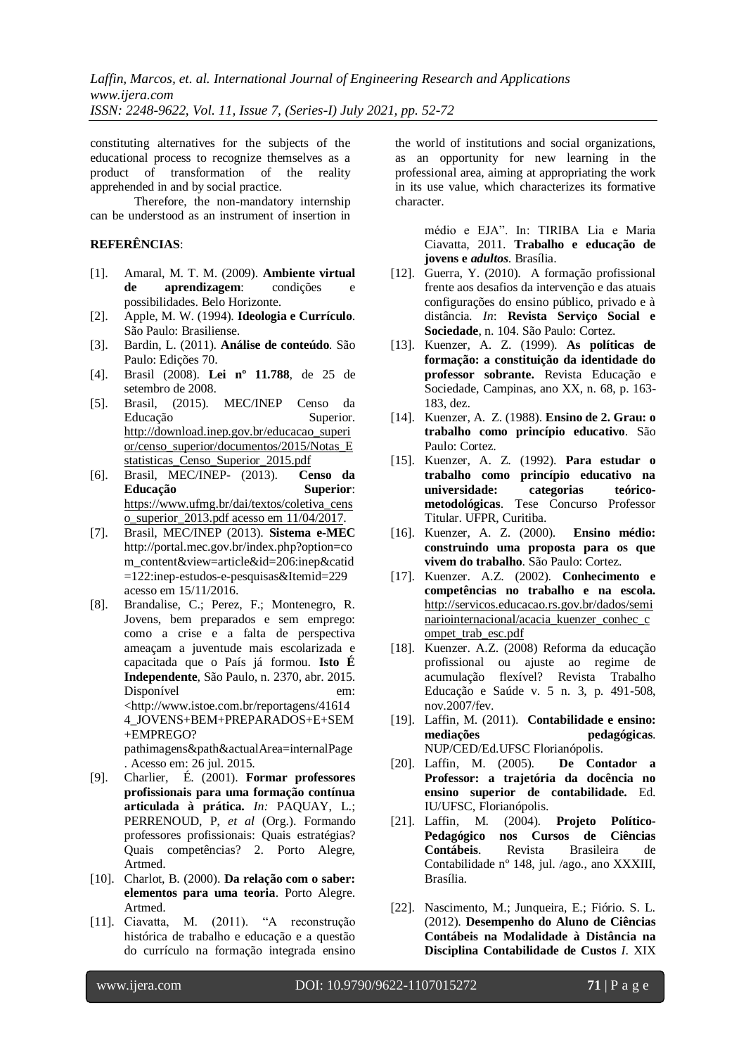constituting alternatives for the subjects of the educational process to recognize themselves as a product of transformation of the reality apprehended in and by social practice.

Therefore, the non-mandatory internship can be understood as an instrument of insertion in the world of institutions and social organizations, as an opportunity for new learning in the professional area, aiming at appropriating the work in its use value, which characterizes its formative character.

**REFERÊNCIAS**:

[1]. Amaral, M. T. M. (2009). **Ambiente virtual de aprendizagem**: condições e possibilidades. Belo Horizonte.

[2]. Apple, M. W. (1994). **Ideologia e Currículo**. São Paulo: Brasiliense.

[3]. Bardin, L. (2011). **Análise de conteúdo**. São Paulo: Edições 70.

[4]. Brasil (2008). **Lei nº 11.788**, de 25 de setembro de 2008.

[5]. Brasil, (2015). MEC/INEP Censo da Educação Superior. http://download.inep.gov.br/educacao_superior/censo_superior/documentos/2015/Notas_Estatisticas_Censo_Superior_2015.pdf

[6]. Brasil, MEC/INEP- (2013). **Censo da Educação Superior**: https://www.ufmg.br/dai/textos/coletiva_censo_superior_2013.pdf acesso em 11/04/2017.

[7]. Brasil, MEC/INEP (2013). **Sistema e-MEC** http://portal.mec.gov.br/index.php?option=com_content&view=article&id=206:inep&catid=122:inep-estudos-e-pesquisas&Itemid=229 acesso em 15/11/2016.

[8]. Brandalise, C.; Perez, F.; Montenegro, R. Jovens, bem preparados e sem emprego: como a crise e a falta de perspectiva ameaçam a juventude mais escolarizada e capacitada que o País já formou. **Isto É Independente**, São Paulo, n. 2370, abr. 2015. Disponível em: <http://www.istoe.com.br/reportagens/416144_JOVENS+BEM+PREPARADOS+E+SEM+EMPREGO?pathimagens&path&actualArea=internalPage. Acesso em: 26 jul. 2015.

[9]. Charlier, É. (2001). **Formar professores profissionais para uma formação contínua articulada à prática.** *In:* PAQUAY, L.; PERRENOUD, P, *et al* (Org.). Formando professores profissionais: Quais estratégias? Quais competências? 2. Porto Alegre, Artmed.

[10]. Charlot, B. (2000). **Da relação com o saber: elementos para uma teoria**. Porto Alegre. Artmed.

[11]. Ciavatta, M. (2011). "A reconstrução histórica de trabalho e educação e a questão do currículo na formação integrada ensino médio e EJA". In: TIRIBA Lia e Maria Ciavatta, 2011. **Trabalho e educação de jovens e *adultos***. Brasília.

[12]. Guerra, Y. (2010). A formação profissional frente aos desafios da intervenção e das atuais configurações do ensino público, privado e à distância. *In*: **Revista Serviço Social e Sociedade**, n. 104. São Paulo: Cortez.

[13]. Kuenzer, A. Z. (1999). **As políticas de formação: a constituição da identidade do professor sobrante.** Revista Educação e Sociedade, Campinas, ano XX, n. 68, p. 163-183, dez.

[14]. Kuenzer, A. Z. (1988). **Ensino de 2. Grau: o trabalho como princípio educativo**. São Paulo: Cortez.

[15]. Kuenzer, A. Z. (1992). **Para estudar o trabalho como princípio educativo na universidade: categorias teórico-metodológicas**. Tese Concurso Professor Titular. UFPR, Curitiba.

[16]. Kuenzer, A. Z. (2000). **Ensino médio: construindo uma proposta para os que vivem do trabalho**. São Paulo: Cortez.

[17]. Kuenzer. A.Z. (2002). **Conhecimento e competências no trabalho e na escola.** http://servicos.educacao.rs.gov.br/dados/seminariointernacional/acacia_kuenzer_conhec_compet_trab_esc.pdf

[18]. Kuenzer. A.Z. (2008) Reforma da educação profissional ou ajuste ao regime de acumulação flexível? Revista Trabalho Educação e Saúde v. 5 n. 3, p. 491-508, nov.2007/fev.

[19]. Laffin, M. (2011). **Contabilidade e ensino: mediações pedagógicas**. NUP/CED/Ed.UFSC Florianópolis.

[20]. Laffin, M. (2005). **De Contador a Professor: a trajetória da docência no ensino superior de contabilidade.** Ed. IU/UFSC, Florianópolis.

[21]. Laffin, M. (2004). **Projeto Político-Pedagógico nos Cursos de Ciências Contábeis**. Revista Brasileira de Contabilidade nº 148, jul. /ago., ano XXXIII, Brasília.

[22]. Nascimento, M.; Junqueira, E.; Fiório. S. L. (2012). **Desempenho do Aluno de Ciências Contábeis na Modalidade à Distância na Disciplina Contabilidade de Custos** *I*. XIX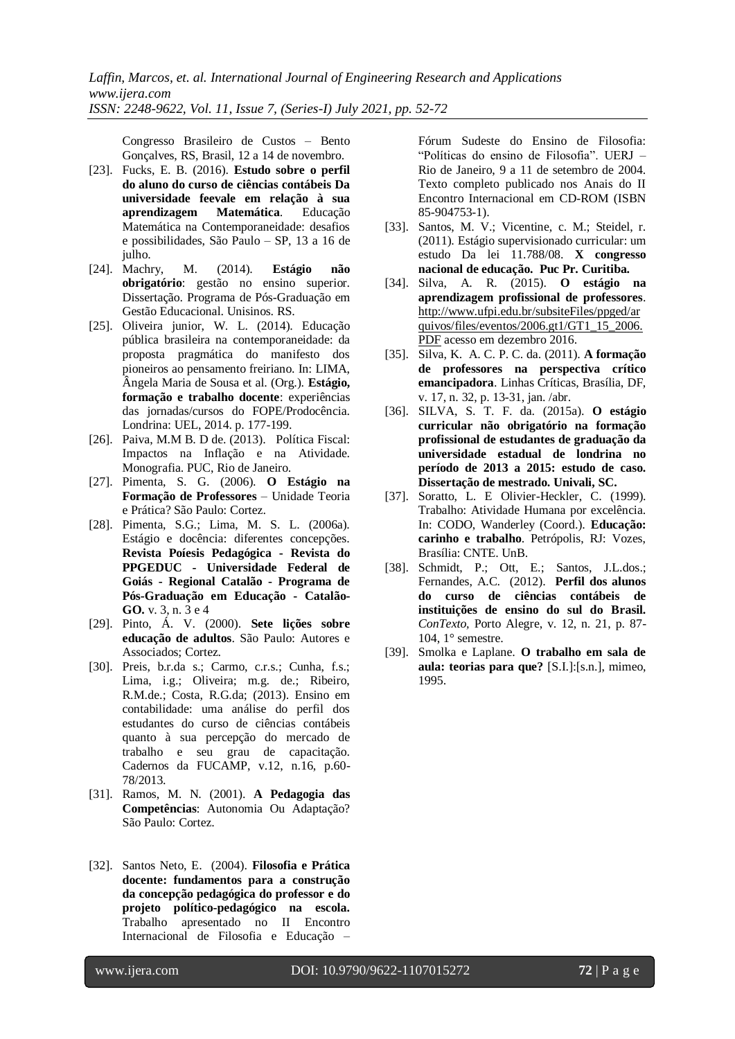Congresso Brasileiro de Custos – Bento Gonçalves, RS, Brasil, 12 a 14 de novembro.

[23]. Fucks, E. B. (2016). **Estudo sobre o perfil do aluno do curso de ciências contábeis Da universidade feevale em relação à sua aprendizagem Matemática**. Educação Matemática na Contemporaneidade: desafios e possibilidades, São Paulo – SP, 13 a 16 de julho.

[24]. Machry, M. (2014). **Estágio não obrigatório**: gestão no ensino superior. Dissertação. Programa de Pós-Graduação em Gestão Educacional. Unisinos. RS.

[25]. Oliveira junior, W. L. (2014). Educação pública brasileira na contemporaneidade: da proposta pragmática do manifesto dos pioneiros ao pensamento freiriano. In: LIMA, Ângela Maria de Sousa et al. (Org.). **Estágio, formação e trabalho docente**: experiências das jornadas/cursos do FOPE/Prodocência. Londrina: UEL, 2014. p. 177-199.

[26]. Paiva, M.M B. D de. (2013). Política Fiscal: Impactos na Inflação e na Atividade. Monografia. PUC, Rio de Janeiro.

[27]. Pimenta, S. G. (2006). **O Estágio na Formação de Professores** – Unidade Teoria e Prática? São Paulo: Cortez.

[28]. Pimenta, S.G.; Lima, M. S. L. (2006a). Estágio e docência: diferentes concepções. **Revista Poíesis Pedagógica - Revista do PPGEDUC - Universidade Federal de Goiás - Regional Catalão - Programa de Pós-Graduação em Educação - Catalão-GO.** v. 3, n. 3 e 4

[29]. Pinto, Á. V. (2000). **Sete lições sobre educação de adultos**. São Paulo: Autores e Associados; Cortez.

[30]. Preis, b.r.da s.; Carmo, c.r.s.; Cunha, f.s.; Lima, i.g.; Oliveira; m.g. de.; Ribeiro, R.M.de.; Costa, R.G.da; (2013). Ensino em contabilidade: uma análise do perfil dos estudantes do curso de ciências contábeis quanto à sua percepção do mercado de trabalho e seu grau de capacitação. Cadernos da FUCAMP, v.12, n.16, p.60-78/2013.

[31]. Ramos, M. N. (2001). **A Pedagogia das Competências**: Autonomia Ou Adaptação? São Paulo: Cortez.

[32]. Santos Neto, E. (2004). **Filosofia e Prática docente: fundamentos para a construção da concepção pedagógica do professor e do projeto político-pedagógico na escola.** Trabalho apresentado no II Encontro Internacional de Filosofia e Educação – Fórum Sudeste do Ensino de Filosofia: "Políticas do ensino de Filosofia". UERJ – Rio de Janeiro, 9 a 11 de setembro de 2004. Texto completo publicado nos Anais do II Encontro Internacional em CD-ROM (ISBN 85-904753-1).

[33]. Santos, M. V.; Vicentine, c. M.; Steidel, r. (2011). Estágio supervisionado curricular: um estudo Da lei 11.788/08. **X congresso nacional de educação. Puc Pr. Curitiba.**

[34]. Silva, A. R. (2015). **O estágio na aprendizagem profissional de professores**. http://www.ufpi.edu.br/subsiteFiles/ppged/arquivos/files/eventos/2006.gt1/GT1_15_2006.PDF acesso em dezembro 2016.

[35]. Silva, K. A. C. P. C. da. (2011). **A formação de professores na perspectiva crítico emancipadora**. Linhas Críticas, Brasília, DF, v. 17, n. 32, p. 13-31, jan. /abr.

[36]. SILVA, S. T. F. da. (2015a). **O estágio curricular não obrigatório na formação profissional de estudantes de graduação da universidade estadual de londrina no período de 2013 a 2015: estudo de caso. Dissertação de mestrado. Univali, SC.**

[37]. Soratto, L. E Olivier-Heckler, C. (1999). Trabalho: Atividade Humana por excelência. In: CODO, Wanderley (Coord.). **Educação: carinho e trabalho**. Petrópolis, RJ: Vozes, Brasília: CNTE. UnB.

[38]. Schmidt, P.; Ott, E.; Santos, J.L.dos.; Fernandes, A.C. (2012). **Perfil dos alunos do curso de ciências contábeis de instituições de ensino do sul do Brasil.** *ConTexto*, Porto Alegre, v. 12, n. 21, p. 87-104, 1° semestre.

[39]. Smolka e Laplane. **O trabalho em sala de aula: teorias para que?** [S.I.]:[s.n.], mimeo, 1995.